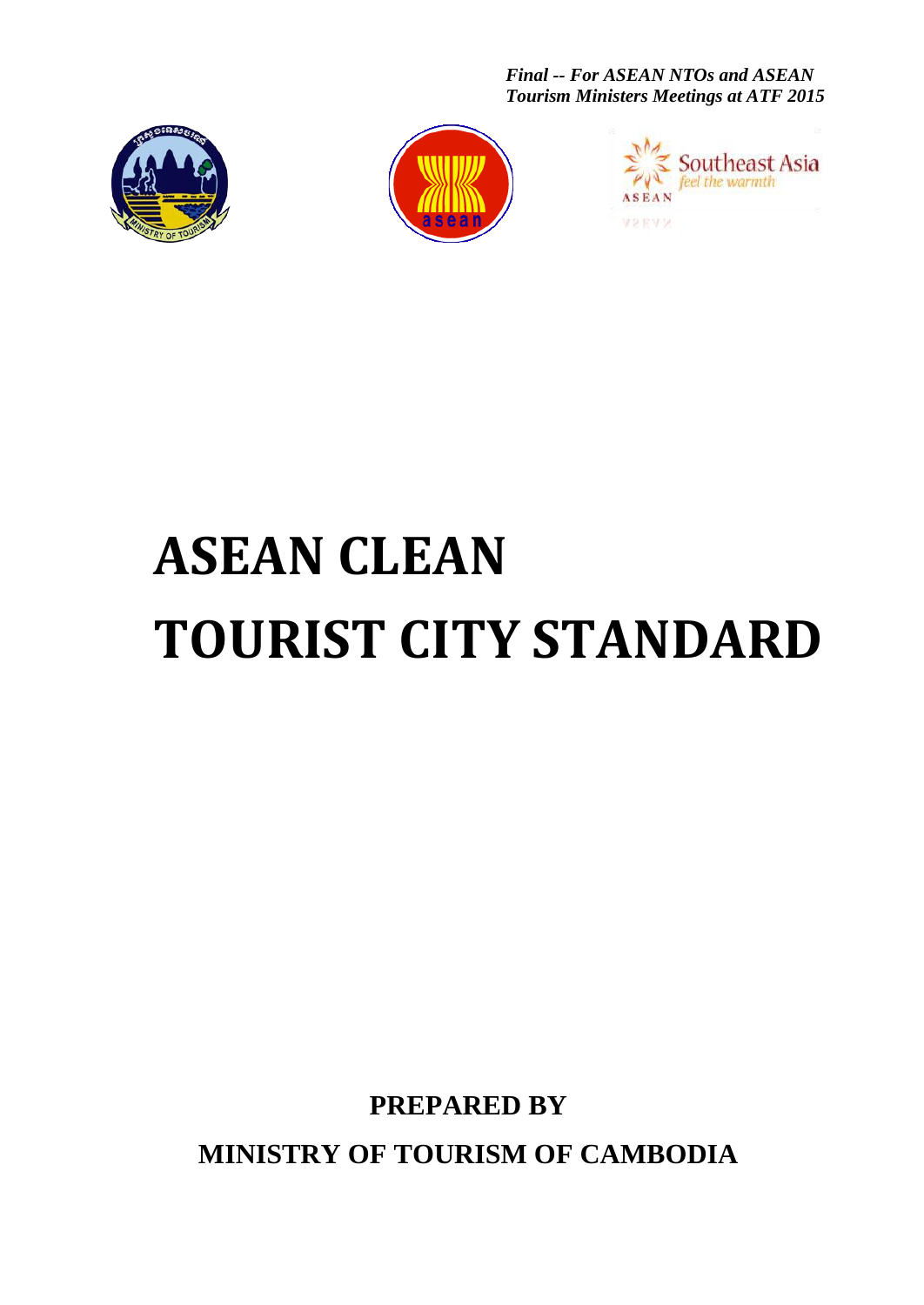*Final -- For ASEAN NTOs and ASEAN Tourism Ministers Meetings at ATF 2015*

# ASEAN CLEAN TOURIST CITY STANDARD

**PREPARED BY**

**MINISTRY OF TOURISM OF CAMBODIA**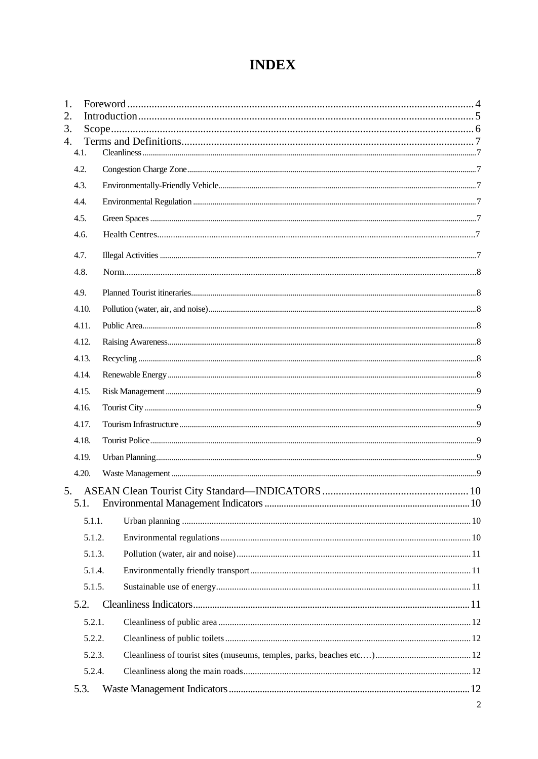# INDEX

1. Foreword ..... 4
2. Introduction ..... 5
3. Scope ..... 6
4. Terms and Definitions ..... 7
   - 4.1. Cleanliness ..... 7
   - 4.2. Congestion Charge Zone ..... 7
   - 4.3. Environmentally-Friendly Vehicle ..... 7
   - 4.4. Environmental Regulation ..... 7
   - 4.5. Green Spaces ..... 7
   - 4.6. Health Centres ..... 7
   - 4.7. Illegal Activities ..... 7
   - 4.8. Norm ..... 8
   - 4.9. Planned Tourist itineraries ..... 8
   - 4.10. Pollution (water, air, and noise) ..... 8
   - 4.11. Public Area ..... 8
   - 4.12. Raising Awareness ..... 8
   - 4.13. Recycling ..... 8
   - 4.14. Renewable Energy ..... 8
   - 4.15. Risk Management ..... 9
   - 4.16. Tourist City ..... 9
   - 4.17. Tourism Infrastructure ..... 9
   - 4.18. Tourist Police ..... 9
   - 4.19. Urban Planning ..... 9
   - 4.20. Waste Management ..... 9
5. ASEAN Clean Tourist City Standard—INDICATORS ..... 10
   - 5.1. Environmental Management Indicators ..... 10
     - 5.1.1. Urban planning ..... 10
     - 5.1.2. Environmental regulations ..... 10
     - 5.1.3. Pollution (water, air and noise) ..... 11
     - 5.1.4. Environmentally friendly transport ..... 11
     - 5.1.5. Sustainable use of energy ..... 11
   - 5.2. Cleanliness Indicators ..... 11
     - 5.2.1. Cleanliness of public area ..... 12
     - 5.2.2. Cleanliness of public toilets ..... 12
     - 5.2.3. Cleanliness of tourist sites (museums, temples, parks, beaches etc.…) ..... 12
     - 5.2.4. Cleanliness along the main roads ..... 12
   - 5.3. Waste Management Indicators ..... 12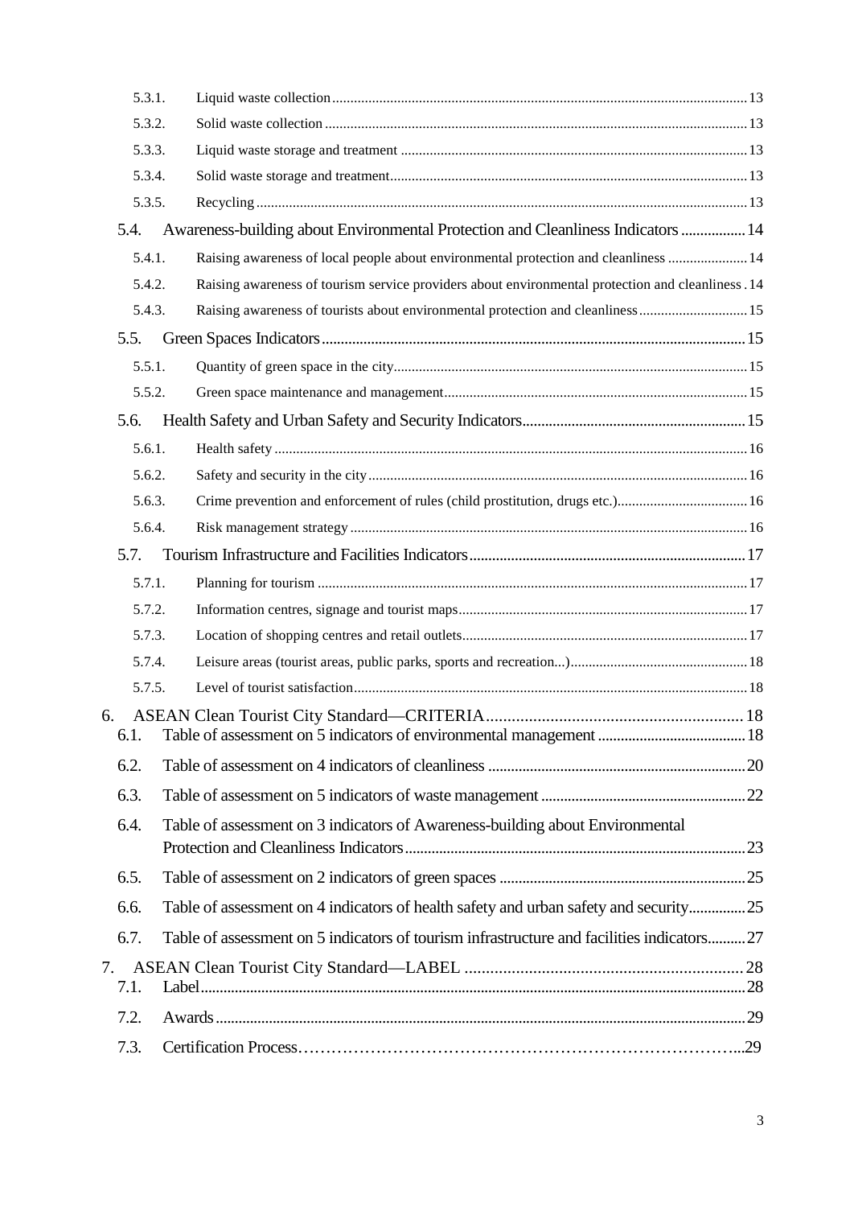- 5.3.1. Liquid waste collection ... 13
- 5.3.2. Solid waste collection ... 13
- 5.3.3. Liquid waste storage and treatment ... 13
- 5.3.4. Solid waste storage and treatment ... 13
- 5.3.5. Recycling ... 13

5.4. Awareness-building about Environmental Protection and Cleanliness Indicators ... 14

- 5.4.1. Raising awareness of local people about environmental protection and cleanliness ... 14
- 5.4.2. Raising awareness of tourism service providers about environmental protection and cleanliness ... 14
- 5.4.3. Raising awareness of tourists about environmental protection and cleanliness ... 15

5.5. Green Spaces Indicators ... 15

- 5.5.1. Quantity of green space in the city ... 15
- 5.5.2. Green space maintenance and management ... 15

5.6. Health Safety and Urban Safety and Security Indicators ... 15

- 5.6.1. Health safety ... 16
- 5.6.2. Safety and security in the city ... 16
- 5.6.3. Crime prevention and enforcement of rules (child prostitution, drugs etc.) ... 16
- 5.6.4. Risk management strategy ... 16

5.7. Tourism Infrastructure and Facilities Indicators ... 17

- 5.7.1. Planning for tourism ... 17
- 5.7.2. Information centres, signage and tourist maps ... 17
- 5.7.3. Location of shopping centres and retail outlets ... 17
- 5.7.4. Leisure areas (tourist areas, public parks, sports and recreation...) ... 18
- 5.7.5. Level of tourist satisfaction ... 18

6. ASEAN Clean Tourist City Standard—CRITERIA ... 18

- 6.1. Table of assessment on 5 indicators of environmental management ... 18
- 6.2. Table of assessment on 4 indicators of cleanliness ... 20
- 6.3. Table of assessment on 5 indicators of waste management ... 22
- 6.4. Table of assessment on 3 indicators of Awareness-building about Environmental Protection and Cleanliness Indicators ... 23
- 6.5. Table of assessment on 2 indicators of green spaces ... 25
- 6.6. Table of assessment on 4 indicators of health safety and urban safety and security ... 25
- 6.7. Table of assessment on 5 indicators of tourism infrastructure and facilities indicators ... 27

7. ASEAN Clean Tourist City Standard—LABEL ... 28

- 7.1. Label ... 28
- 7.2. Awards ... 29
- 7.3. Certification Process ... 29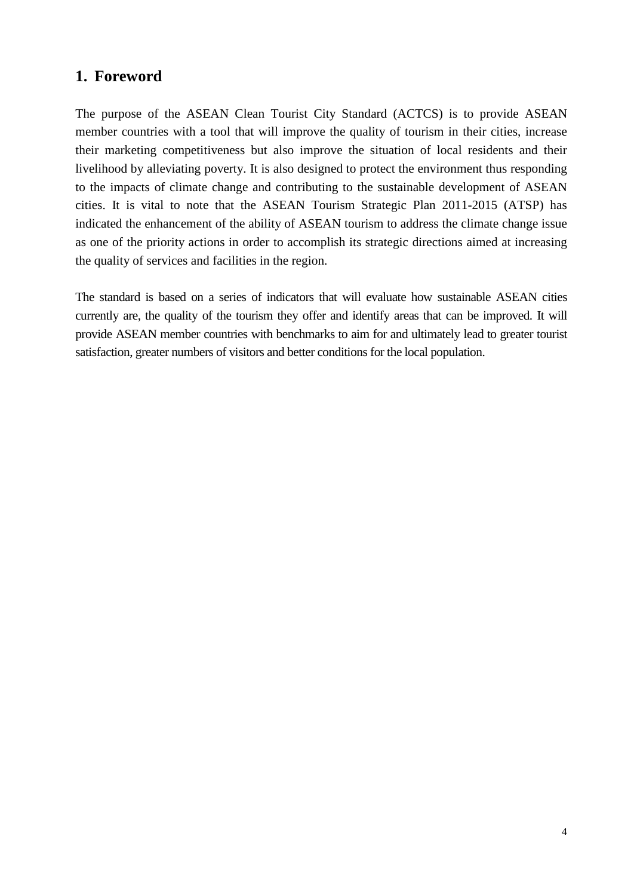## 1. Foreword

The purpose of the ASEAN Clean Tourist City Standard (ACTCS) is to provide ASEAN member countries with a tool that will improve the quality of tourism in their cities, increase their marketing competitiveness but also improve the situation of local residents and their livelihood by alleviating poverty. It is also designed to protect the environment thus responding to the impacts of climate change and contributing to the sustainable development of ASEAN cities. It is vital to note that the ASEAN Tourism Strategic Plan 2011-2015 (ATSP) has indicated the enhancement of the ability of ASEAN tourism to address the climate change issue as one of the priority actions in order to accomplish its strategic directions aimed at increasing the quality of services and facilities in the region.

The standard is based on a series of indicators that will evaluate how sustainable ASEAN cities currently are, the quality of the tourism they offer and identify areas that can be improved. It will provide ASEAN member countries with benchmarks to aim for and ultimately lead to greater tourist satisfaction, greater numbers of visitors and better conditions for the local population.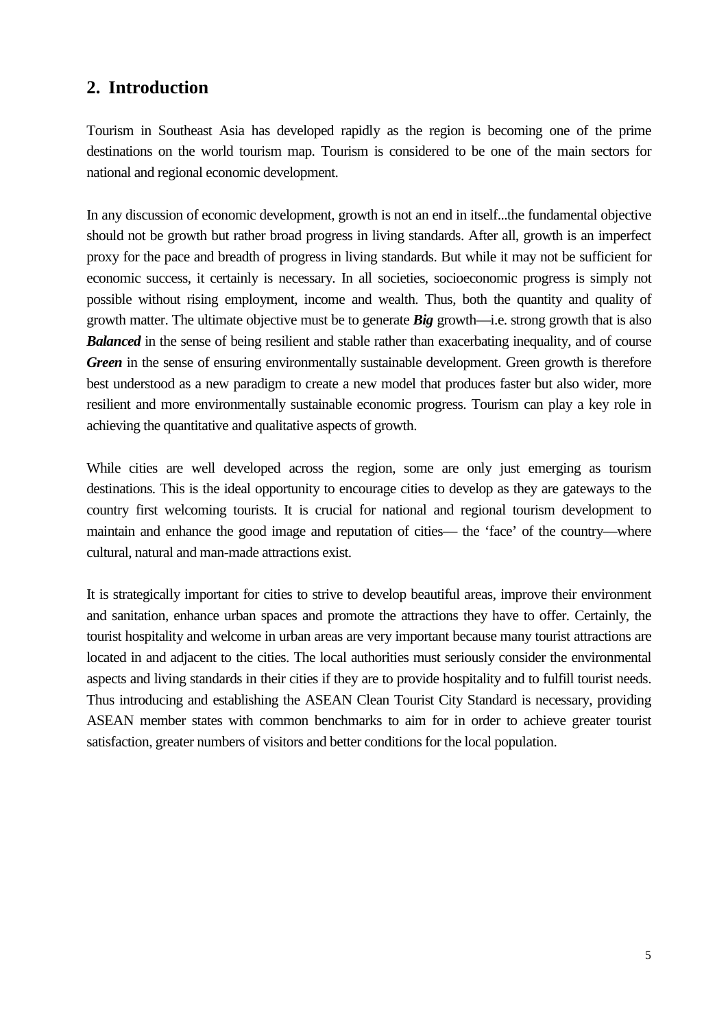## 2. Introduction

Tourism in Southeast Asia has developed rapidly as the region is becoming one of the prime destinations on the world tourism map. Tourism is considered to be one of the main sectors for national and regional economic development.

In any discussion of economic development, growth is not an end in itself...the fundamental objective should not be growth but rather broad progress in living standards. After all, growth is an imperfect proxy for the pace and breadth of progress in living standards. But while it may not be sufficient for economic success, it certainly is necessary. In all societies, socioeconomic progress is simply not possible without rising employment, income and wealth. Thus, both the quantity and quality of growth matter. The ultimate objective must be to generate ***Big*** growth—i.e. strong growth that is also ***Balanced*** in the sense of being resilient and stable rather than exacerbating inequality, and of course ***Green*** in the sense of ensuring environmentally sustainable development. Green growth is therefore best understood as a new paradigm to create a new model that produces faster but also wider, more resilient and more environmentally sustainable economic progress. Tourism can play a key role in achieving the quantitative and qualitative aspects of growth.

While cities are well developed across the region, some are only just emerging as tourism destinations. This is the ideal opportunity to encourage cities to develop as they are gateways to the country first welcoming tourists. It is crucial for national and regional tourism development to maintain and enhance the good image and reputation of cities— the 'face' of the country—where cultural, natural and man-made attractions exist.

It is strategically important for cities to strive to develop beautiful areas, improve their environment and sanitation, enhance urban spaces and promote the attractions they have to offer. Certainly, the tourist hospitality and welcome in urban areas are very important because many tourist attractions are located in and adjacent to the cities. The local authorities must seriously consider the environmental aspects and living standards in their cities if they are to provide hospitality and to fulfill tourist needs. Thus introducing and establishing the ASEAN Clean Tourist City Standard is necessary, providing ASEAN member states with common benchmarks to aim for in order to achieve greater tourist satisfaction, greater numbers of visitors and better conditions for the local population.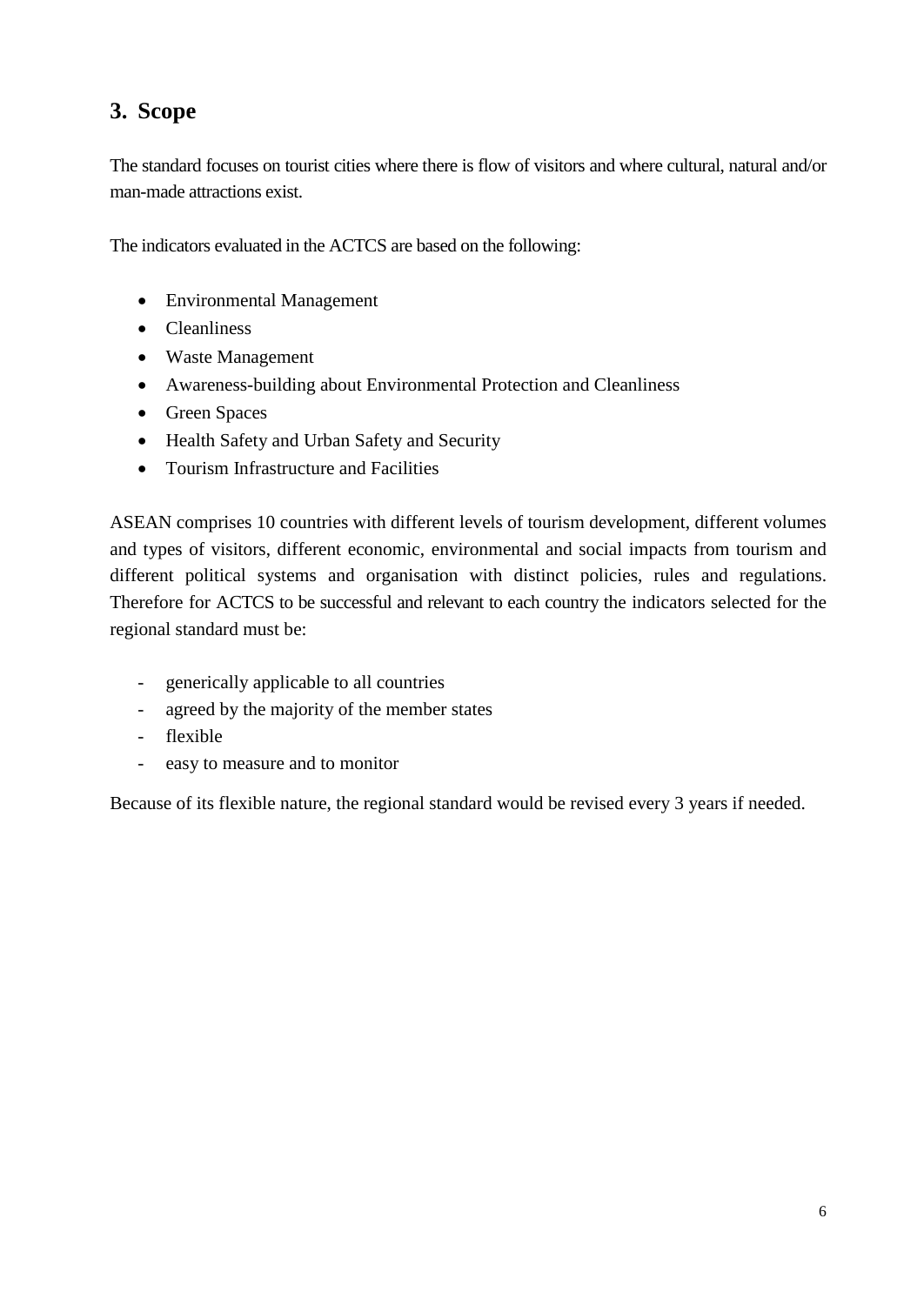## 3. Scope

The standard focuses on tourist cities where there is flow of visitors and where cultural, natural and/or man-made attractions exist.

The indicators evaluated in the ACTCS are based on the following:

- Environmental Management
- Cleanliness
- Waste Management
- Awareness-building about Environmental Protection and Cleanliness
- Green Spaces
- Health Safety and Urban Safety and Security
- Tourism Infrastructure and Facilities

ASEAN comprises 10 countries with different levels of tourism development, different volumes and types of visitors, different economic, environmental and social impacts from tourism and different political systems and organisation with distinct policies, rules and regulations. Therefore for ACTCS to be successful and relevant to each country the indicators selected for the regional standard must be:

- generically applicable to all countries
- agreed by the majority of the member states
- flexible
- easy to measure and to monitor

Because of its flexible nature, the regional standard would be revised every 3 years if needed.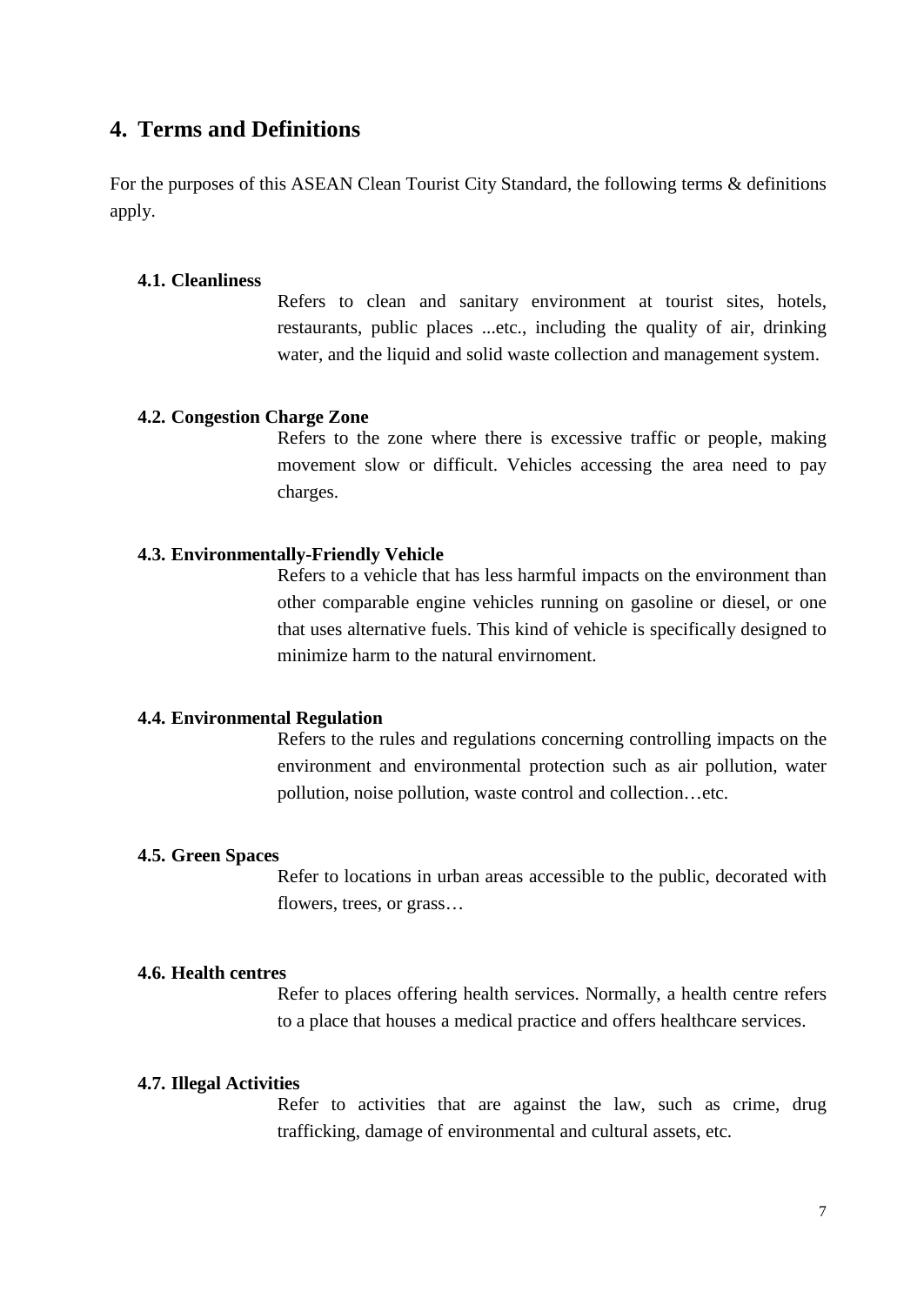## 4. Terms and Definitions

For the purposes of this ASEAN Clean Tourist City Standard, the following terms & definitions apply.

### 4.1. Cleanliness

Refers to clean and sanitary environment at tourist sites, hotels, restaurants, public places ...etc., including the quality of air, drinking water, and the liquid and solid waste collection and management system.

### 4.2. Congestion Charge Zone

Refers to the zone where there is excessive traffic or people, making movement slow or difficult. Vehicles accessing the area need to pay charges.

### 4.3. Environmentally-Friendly Vehicle

Refers to a vehicle that has less harmful impacts on the environment than other comparable engine vehicles running on gasoline or diesel, or one that uses alternative fuels. This kind of vehicle is specifically designed to minimize harm to the natural envirnoment.

### 4.4. Environmental Regulation

Refers to the rules and regulations concerning controlling impacts on the environment and environmental protection such as air pollution, water pollution, noise pollution, waste control and collection…etc.

### 4.5. Green Spaces

Refer to locations in urban areas accessible to the public, decorated with flowers, trees, or grass…

### 4.6. Health centres

Refer to places offering health services. Normally, a health centre refers to a place that houses a medical practice and offers healthcare services.

### 4.7. Illegal Activities

Refer to activities that are against the law, such as crime, drug trafficking, damage of environmental and cultural assets, etc.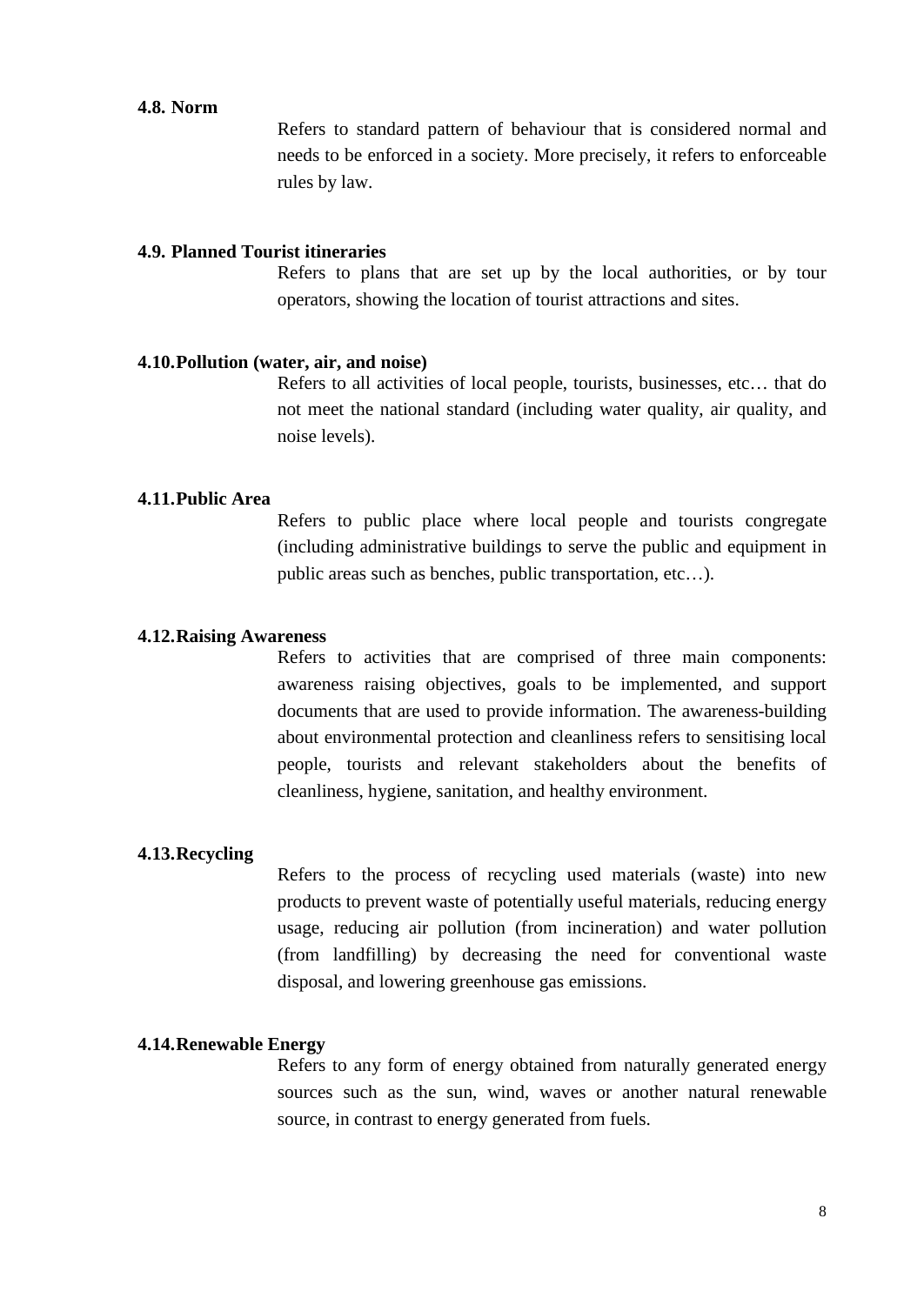**4.8. Norm**

Refers to standard pattern of behaviour that is considered normal and needs to be enforced in a society. More precisely, it refers to enforceable rules by law.

**4.9. Planned Tourist itineraries**

Refers to plans that are set up by the local authorities, or by tour operators, showing the location of tourist attractions and sites.

**4.10. Pollution (water, air, and noise)**

Refers to all activities of local people, tourists, businesses, etc… that do not meet the national standard (including water quality, air quality, and noise levels).

**4.11. Public Area**

Refers to public place where local people and tourists congregate (including administrative buildings to serve the public and equipment in public areas such as benches, public transportation, etc…).

**4.12. Raising Awareness**

Refers to activities that are comprised of three main components: awareness raising objectives, goals to be implemented, and support documents that are used to provide information. The awareness-building about environmental protection and cleanliness refers to sensitising local people, tourists and relevant stakeholders about the benefits of cleanliness, hygiene, sanitation, and healthy environment.

**4.13. Recycling**

Refers to the process of recycling used materials (waste) into new products to prevent waste of potentially useful materials, reducing energy usage, reducing air pollution (from incineration) and water pollution (from landfilling) by decreasing the need for conventional waste disposal, and lowering greenhouse gas emissions.

**4.14. Renewable Energy**

Refers to any form of energy obtained from naturally generated energy sources such as the sun, wind, waves or another natural renewable source, in contrast to energy generated from fuels.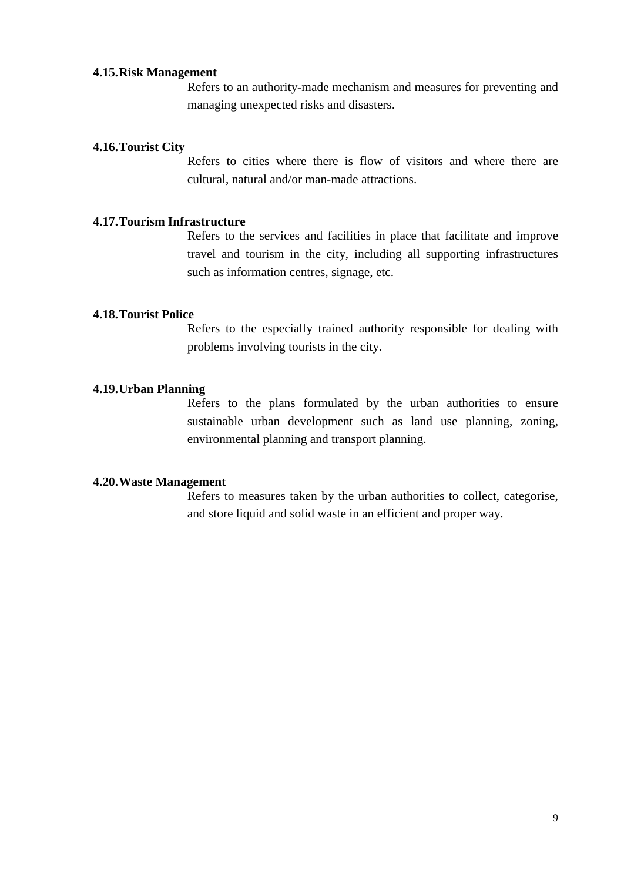**4.15. Risk Management**

Refers to an authority-made mechanism and measures for preventing and managing unexpected risks and disasters.

**4.16. Tourist City**

Refers to cities where there is flow of visitors and where there are cultural, natural and/or man-made attractions.

**4.17. Tourism Infrastructure**

Refers to the services and facilities in place that facilitate and improve travel and tourism in the city, including all supporting infrastructures such as information centres, signage, etc.

**4.18. Tourist Police**

Refers to the especially trained authority responsible for dealing with problems involving tourists in the city.

**4.19. Urban Planning**

Refers to the plans formulated by the urban authorities to ensure sustainable urban development such as land use planning, zoning, environmental planning and transport planning.

**4.20. Waste Management**

Refers to measures taken by the urban authorities to collect, categorise, and store liquid and solid waste in an efficient and proper way.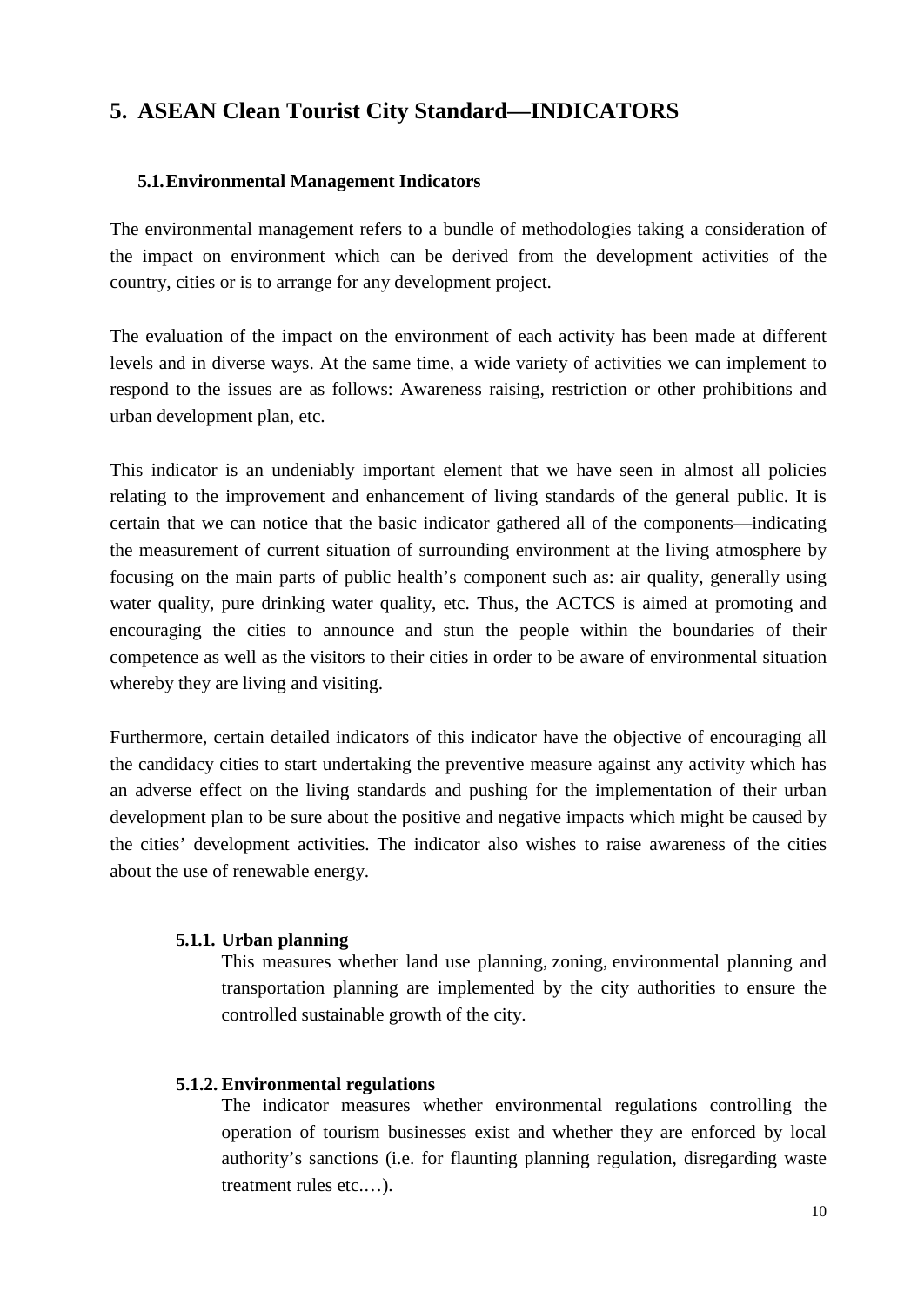# 5. ASEAN Clean Tourist City Standard—INDICATORS

## 5.1. Environmental Management Indicators

The environmental management refers to a bundle of methodologies taking a consideration of the impact on environment which can be derived from the development activities of the country, cities or is to arrange for any development project.

The evaluation of the impact on the environment of each activity has been made at different levels and in diverse ways. At the same time, a wide variety of activities we can implement to respond to the issues are as follows: Awareness raising, restriction or other prohibitions and urban development plan, etc.

This indicator is an undeniably important element that we have seen in almost all policies relating to the improvement and enhancement of living standards of the general public. It is certain that we can notice that the basic indicator gathered all of the components—indicating the measurement of current situation of surrounding environment at the living atmosphere by focusing on the main parts of public health's component such as: air quality, generally using water quality, pure drinking water quality, etc. Thus, the ACTCS is aimed at promoting and encouraging the cities to announce and stun the people within the boundaries of their competence as well as the visitors to their cities in order to be aware of environmental situation whereby they are living and visiting.

Furthermore, certain detailed indicators of this indicator have the objective of encouraging all the candidacy cities to start undertaking the preventive measure against any activity which has an adverse effect on the living standards and pushing for the implementation of their urban development plan to be sure about the positive and negative impacts which might be caused by the cities' development activities. The indicator also wishes to raise awareness of the cities about the use of renewable energy.

### 5.1.1. Urban planning

This measures whether land use planning, zoning, environmental planning and transportation planning are implemented by the city authorities to ensure the controlled sustainable growth of the city.

### 5.1.2. Environmental regulations

The indicator measures whether environmental regulations controlling the operation of tourism businesses exist and whether they are enforced by local authority's sanctions (i.e. for flaunting planning regulation, disregarding waste treatment rules etc.…).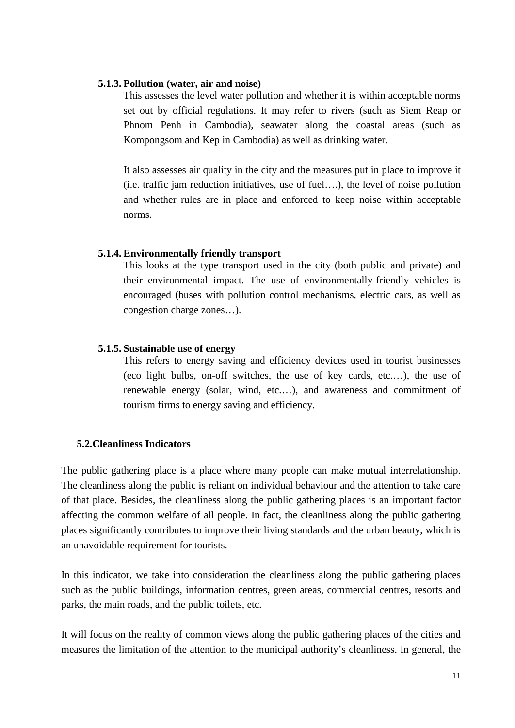#### 5.1.3. Pollution (water, air and noise)

This assesses the level water pollution and whether it is within acceptable norms set out by official regulations. It may refer to rivers (such as Siem Reap or Phnom Penh in Cambodia), seawater along the coastal areas (such as Kompongsom and Kep in Cambodia) as well as drinking water.

It also assesses air quality in the city and the measures put in place to improve it (i.e. traffic jam reduction initiatives, use of fuel….), the level of noise pollution and whether rules are in place and enforced to keep noise within acceptable norms.

#### 5.1.4. Environmentally friendly transport

This looks at the type transport used in the city (both public and private) and their environmental impact. The use of environmentally-friendly vehicles is encouraged (buses with pollution control mechanisms, electric cars, as well as congestion charge zones…).

#### 5.1.5. Sustainable use of energy

This refers to energy saving and efficiency devices used in tourist businesses (eco light bulbs, on-off switches, the use of key cards, etc.…), the use of renewable energy (solar, wind, etc.…), and awareness and commitment of tourism firms to energy saving and efficiency.

### 5.2. Cleanliness Indicators

The public gathering place is a place where many people can make mutual interrelationship. The cleanliness along the public is reliant on individual behaviour and the attention to take care of that place. Besides, the cleanliness along the public gathering places is an important factor affecting the common welfare of all people. In fact, the cleanliness along the public gathering places significantly contributes to improve their living standards and the urban beauty, which is an unavoidable requirement for tourists.

In this indicator, we take into consideration the cleanliness along the public gathering places such as the public buildings, information centres, green areas, commercial centres, resorts and parks, the main roads, and the public toilets, etc.

It will focus on the reality of common views along the public gathering places of the cities and measures the limitation of the attention to the municipal authority's cleanliness. In general, the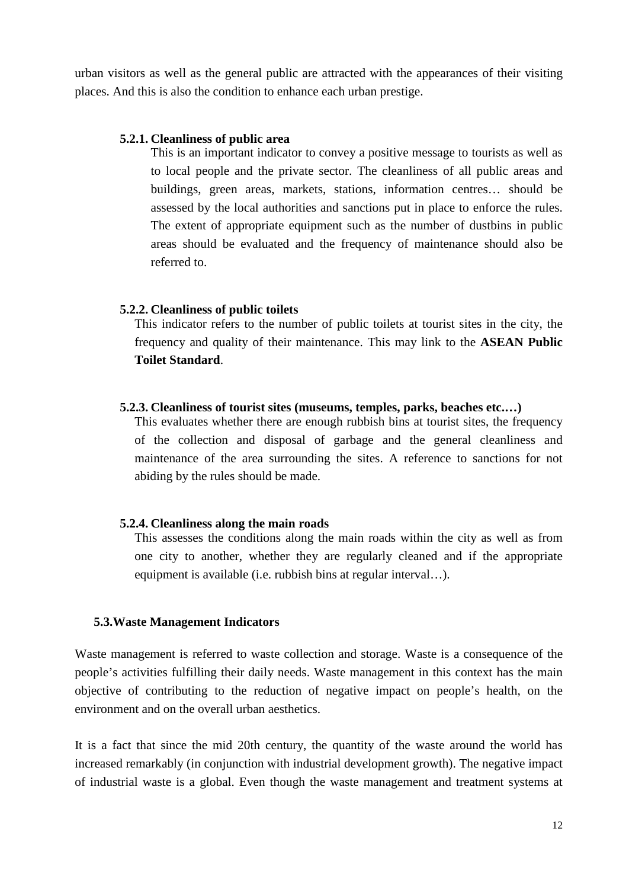urban visitors as well as the general public are attracted with the appearances of their visiting places. And this is also the condition to enhance each urban prestige.

#### 5.2.1. Cleanliness of public area

This is an important indicator to convey a positive message to tourists as well as to local people and the private sector. The cleanliness of all public areas and buildings, green areas, markets, stations, information centres… should be assessed by the local authorities and sanctions put in place to enforce the rules. The extent of appropriate equipment such as the number of dustbins in public areas should be evaluated and the frequency of maintenance should also be referred to.

#### 5.2.2. Cleanliness of public toilets

This indicator refers to the number of public toilets at tourist sites in the city, the frequency and quality of their maintenance. This may link to the **ASEAN Public Toilet Standard**.

#### 5.2.3. Cleanliness of tourist sites (museums, temples, parks, beaches etc.…)

This evaluates whether there are enough rubbish bins at tourist sites, the frequency of the collection and disposal of garbage and the general cleanliness and maintenance of the area surrounding the sites. A reference to sanctions for not abiding by the rules should be made.

#### 5.2.4. Cleanliness along the main roads

This assesses the conditions along the main roads within the city as well as from one city to another, whether they are regularly cleaned and if the appropriate equipment is available (i.e. rubbish bins at regular interval…).

### 5.3. Waste Management Indicators

Waste management is referred to waste collection and storage. Waste is a consequence of the people's activities fulfilling their daily needs. Waste management in this context has the main objective of contributing to the reduction of negative impact on people's health, on the environment and on the overall urban aesthetics.

It is a fact that since the mid 20th century, the quantity of the waste around the world has increased remarkably (in conjunction with industrial development growth). The negative impact of industrial waste is a global. Even though the waste management and treatment systems at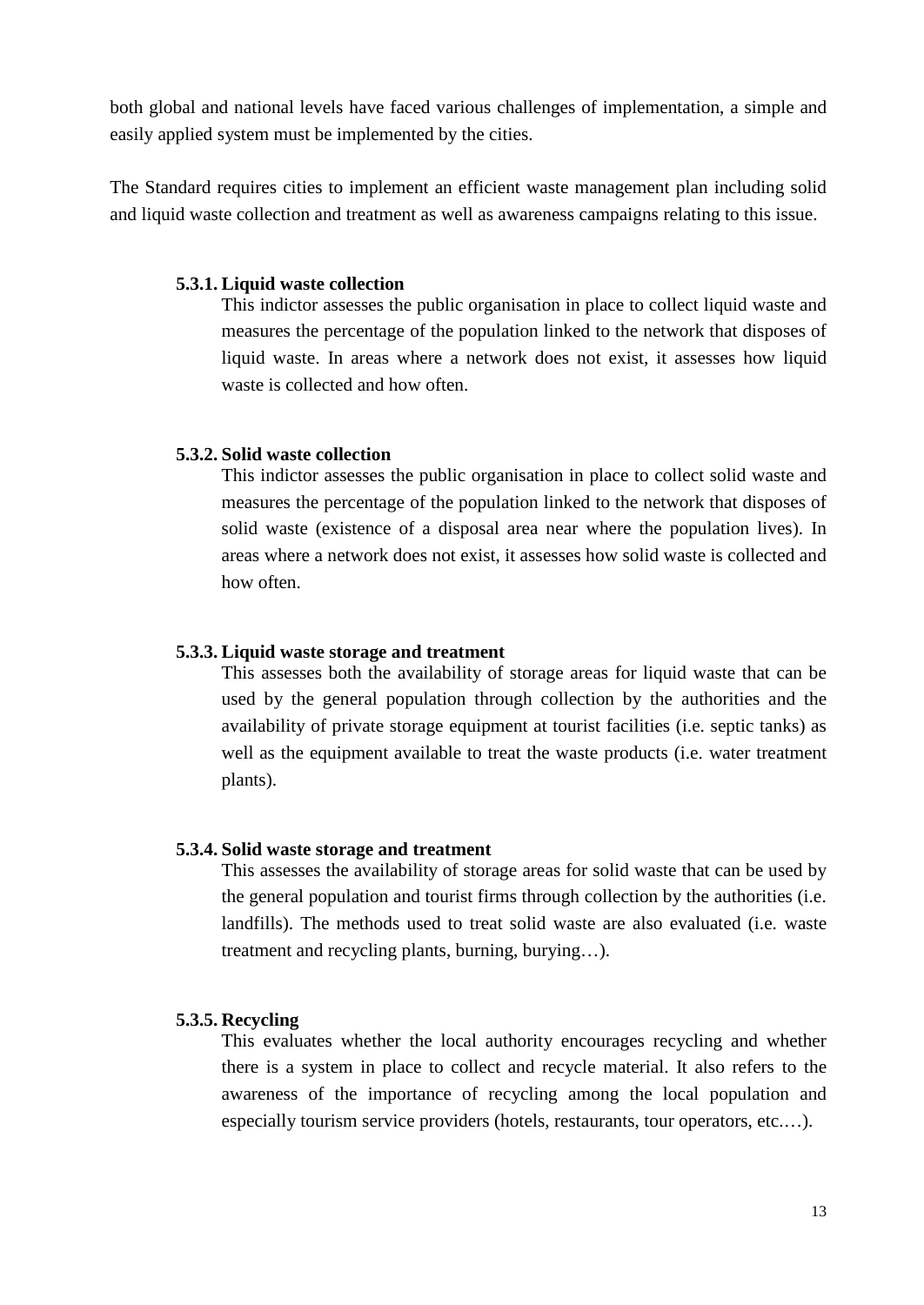both global and national levels have faced various challenges of implementation, a simple and easily applied system must be implemented by the cities.

The Standard requires cities to implement an efficient waste management plan including solid and liquid waste collection and treatment as well as awareness campaigns relating to this issue.

#### 5.3.1. Liquid waste collection

This indictor assesses the public organisation in place to collect liquid waste and measures the percentage of the population linked to the network that disposes of liquid waste. In areas where a network does not exist, it assesses how liquid waste is collected and how often.

#### 5.3.2. Solid waste collection

This indictor assesses the public organisation in place to collect solid waste and measures the percentage of the population linked to the network that disposes of solid waste (existence of a disposal area near where the population lives). In areas where a network does not exist, it assesses how solid waste is collected and how often.

#### 5.3.3. Liquid waste storage and treatment

This assesses both the availability of storage areas for liquid waste that can be used by the general population through collection by the authorities and the availability of private storage equipment at tourist facilities (i.e. septic tanks) as well as the equipment available to treat the waste products (i.e. water treatment plants).

#### 5.3.4. Solid waste storage and treatment

This assesses the availability of storage areas for solid waste that can be used by the general population and tourist firms through collection by the authorities (i.e. landfills). The methods used to treat solid waste are also evaluated (i.e. waste treatment and recycling plants, burning, burying…).

#### 5.3.5. Recycling

This evaluates whether the local authority encourages recycling and whether there is a system in place to collect and recycle material. It also refers to the awareness of the importance of recycling among the local population and especially tourism service providers (hotels, restaurants, tour operators, etc.…).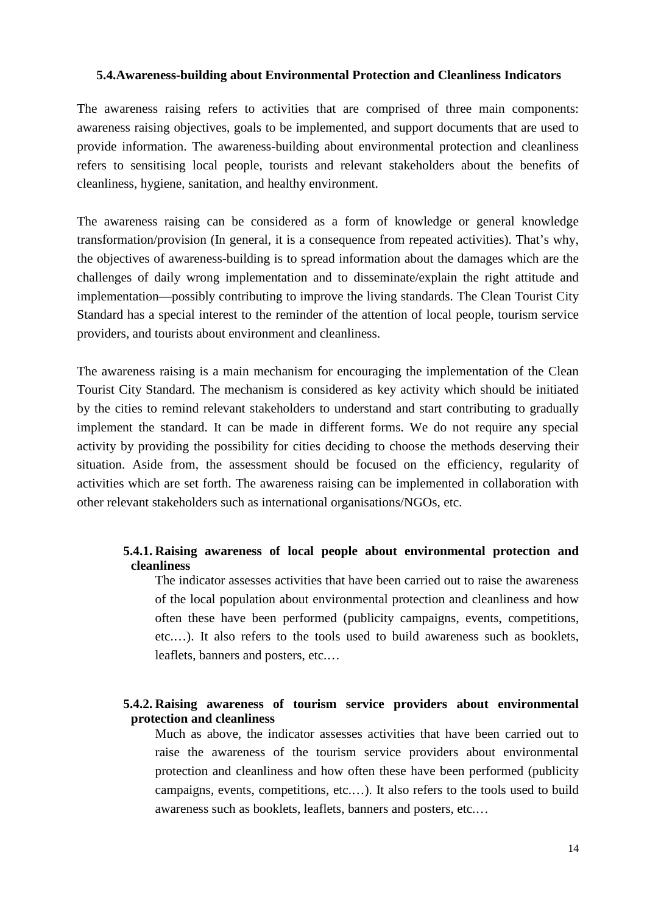### 5.4. Awareness-building about Environmental Protection and Cleanliness Indicators

The awareness raising refers to activities that are comprised of three main components: awareness raising objectives, goals to be implemented, and support documents that are used to provide information. The awareness-building about environmental protection and cleanliness refers to sensitising local people, tourists and relevant stakeholders about the benefits of cleanliness, hygiene, sanitation, and healthy environment.

The awareness raising can be considered as a form of knowledge or general knowledge transformation/provision (In general, it is a consequence from repeated activities). That's why, the objectives of awareness-building is to spread information about the damages which are the challenges of daily wrong implementation and to disseminate/explain the right attitude and implementation—possibly contributing to improve the living standards. The Clean Tourist City Standard has a special interest to the reminder of the attention of local people, tourism service providers, and tourists about environment and cleanliness.

The awareness raising is a main mechanism for encouraging the implementation of the Clean Tourist City Standard. The mechanism is considered as key activity which should be initiated by the cities to remind relevant stakeholders to understand and start contributing to gradually implement the standard. It can be made in different forms. We do not require any special activity by providing the possibility for cities deciding to choose the methods deserving their situation. Aside from, the assessment should be focused on the efficiency, regularity of activities which are set forth. The awareness raising can be implemented in collaboration with other relevant stakeholders such as international organisations/NGOs, etc.

#### 5.4.1. Raising awareness of local people about environmental protection and cleanliness

The indicator assesses activities that have been carried out to raise the awareness of the local population about environmental protection and cleanliness and how often these have been performed (publicity campaigns, events, competitions, etc.…). It also refers to the tools used to build awareness such as booklets, leaflets, banners and posters, etc.…

#### 5.4.2. Raising awareness of tourism service providers about environmental protection and cleanliness

Much as above, the indicator assesses activities that have been carried out to raise the awareness of the tourism service providers about environmental protection and cleanliness and how often these have been performed (publicity campaigns, events, competitions, etc.…). It also refers to the tools used to build awareness such as booklets, leaflets, banners and posters, etc.…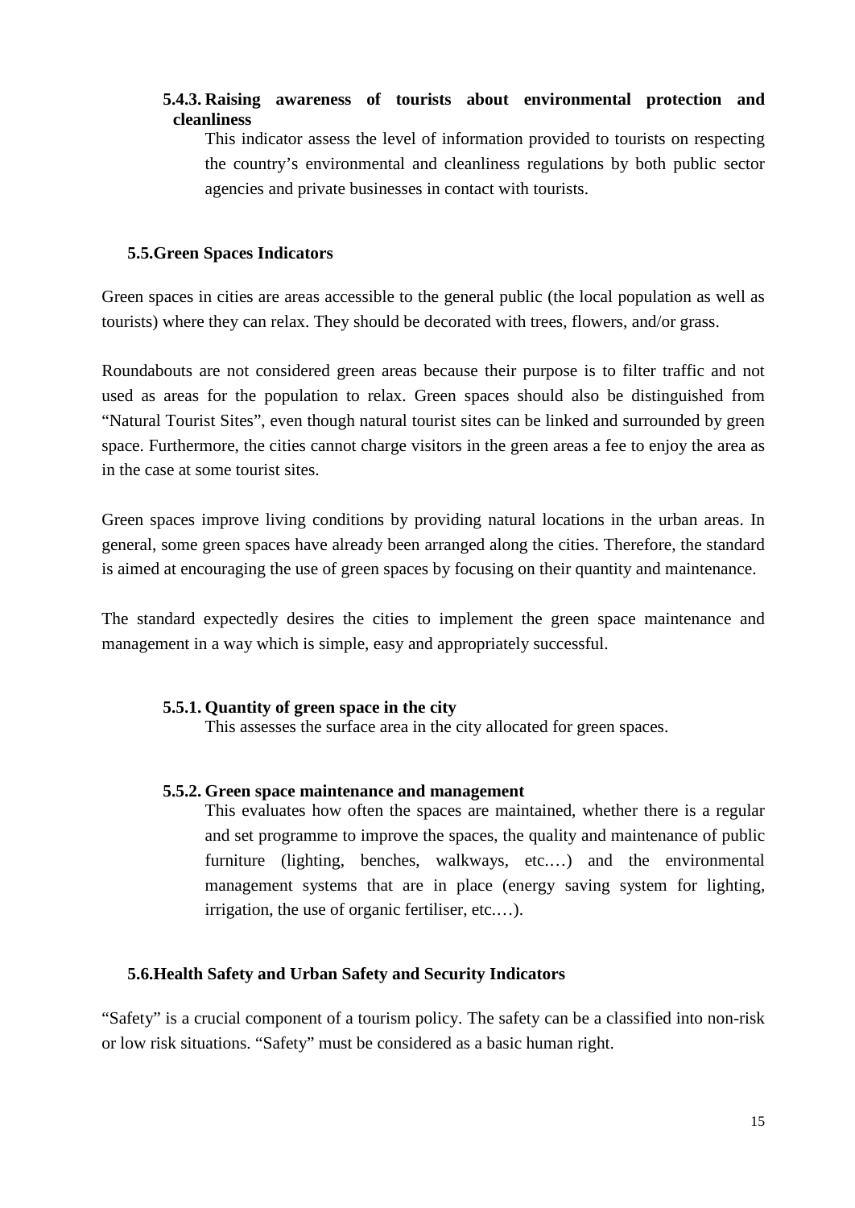#### 5.4.3. Raising awareness of tourists about environmental protection and cleanliness

This indicator assess the level of information provided to tourists on respecting the country's environmental and cleanliness regulations by both public sector agencies and private businesses in contact with tourists.

### 5.5. Green Spaces Indicators

Green spaces in cities are areas accessible to the general public (the local population as well as tourists) where they can relax. They should be decorated with trees, flowers, and/or grass.

Roundabouts are not considered green areas because their purpose is to filter traffic and not used as areas for the population to relax. Green spaces should also be distinguished from "Natural Tourist Sites", even though natural tourist sites can be linked and surrounded by green space. Furthermore, the cities cannot charge visitors in the green areas a fee to enjoy the area as in the case at some tourist sites.

Green spaces improve living conditions by providing natural locations in the urban areas. In general, some green spaces have already been arranged along the cities. Therefore, the standard is aimed at encouraging the use of green spaces by focusing on their quantity and maintenance.

The standard expectedly desires the cities to implement the green space maintenance and management in a way which is simple, easy and appropriately successful.

#### 5.5.1. Quantity of green space in the city

This assesses the surface area in the city allocated for green spaces.

#### 5.5.2. Green space maintenance and management

This evaluates how often the spaces are maintained, whether there is a regular and set programme to improve the spaces, the quality and maintenance of public furniture (lighting, benches, walkways, etc.…) and the environmental management systems that are in place (energy saving system for lighting, irrigation, the use of organic fertiliser, etc.…).

### 5.6. Health Safety and Urban Safety and Security Indicators

"Safety" is a crucial component of a tourism policy. The safety can be a classified into non-risk or low risk situations. "Safety" must be considered as a basic human right.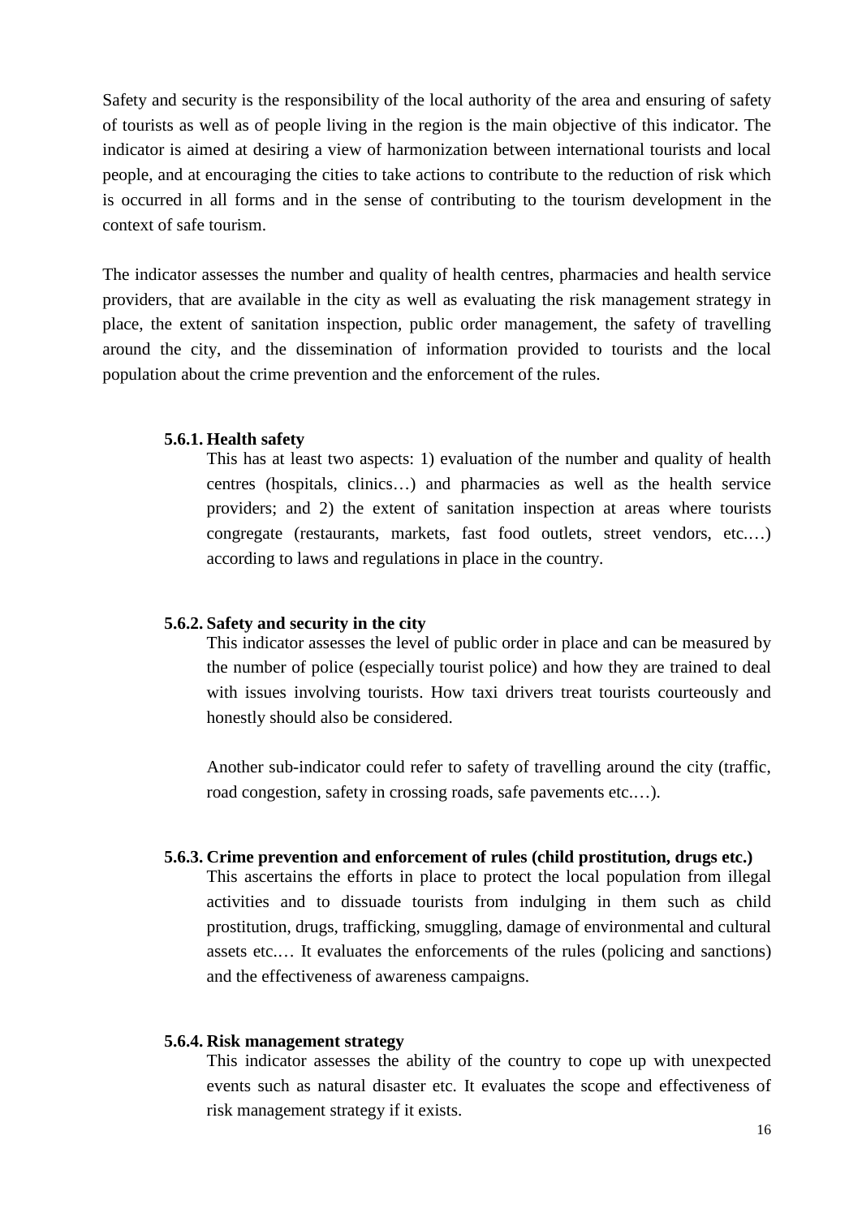Safety and security is the responsibility of the local authority of the area and ensuring of safety of tourists as well as of people living in the region is the main objective of this indicator. The indicator is aimed at desiring a view of harmonization between international tourists and local people, and at encouraging the cities to take actions to contribute to the reduction of risk which is occurred in all forms and in the sense of contributing to the tourism development in the context of safe tourism.

The indicator assesses the number and quality of health centres, pharmacies and health service providers, that are available in the city as well as evaluating the risk management strategy in place, the extent of sanitation inspection, public order management, the safety of travelling around the city, and the dissemination of information provided to tourists and the local population about the crime prevention and the enforcement of the rules.

### 5.6.1. Health safety

This has at least two aspects: 1) evaluation of the number and quality of health centres (hospitals, clinics…) and pharmacies as well as the health service providers; and 2) the extent of sanitation inspection at areas where tourists congregate (restaurants, markets, fast food outlets, street vendors, etc.…) according to laws and regulations in place in the country.

### 5.6.2. Safety and security in the city

This indicator assesses the level of public order in place and can be measured by the number of police (especially tourist police) and how they are trained to deal with issues involving tourists. How taxi drivers treat tourists courteously and honestly should also be considered.

Another sub-indicator could refer to safety of travelling around the city (traffic, road congestion, safety in crossing roads, safe pavements etc.…).

### 5.6.3. Crime prevention and enforcement of rules (child prostitution, drugs etc.)

This ascertains the efforts in place to protect the local population from illegal activities and to dissuade tourists from indulging in them such as child prostitution, drugs, trafficking, smuggling, damage of environmental and cultural assets etc.… It evaluates the enforcements of the rules (policing and sanctions) and the effectiveness of awareness campaigns.

### 5.6.4. Risk management strategy

This indicator assesses the ability of the country to cope up with unexpected events such as natural disaster etc. It evaluates the scope and effectiveness of risk management strategy if it exists.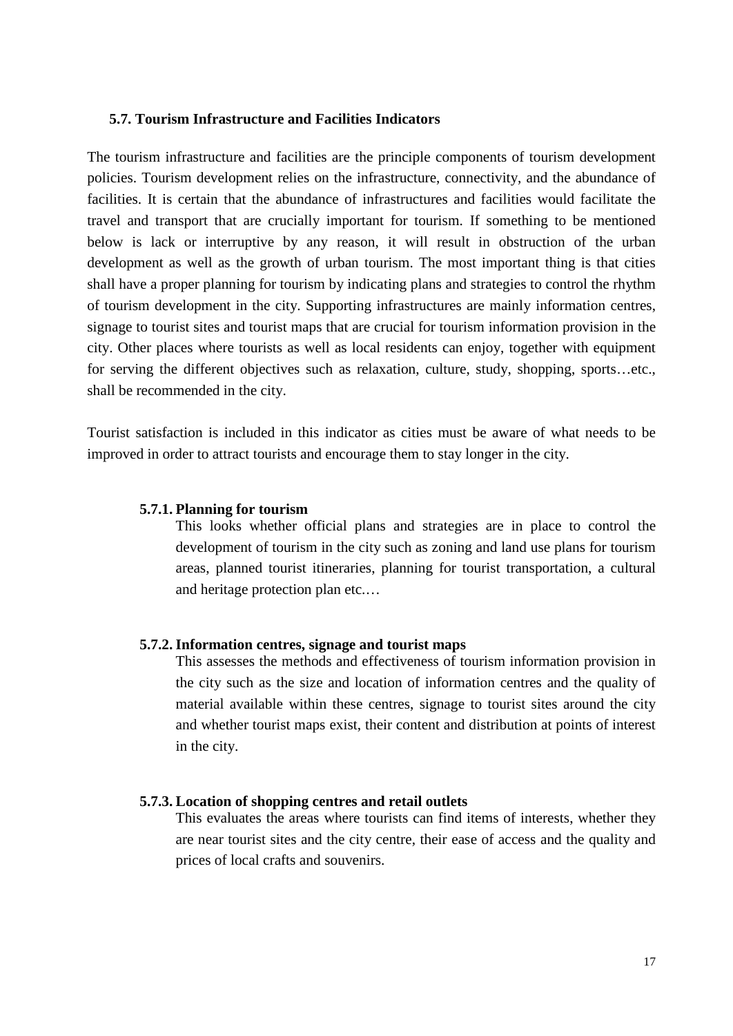## 5.7. Tourism Infrastructure and Facilities Indicators

The tourism infrastructure and facilities are the principle components of tourism development policies. Tourism development relies on the infrastructure, connectivity, and the abundance of facilities. It is certain that the abundance of infrastructures and facilities would facilitate the travel and transport that are crucially important for tourism. If something to be mentioned below is lack or interruptive by any reason, it will result in obstruction of the urban development as well as the growth of urban tourism. The most important thing is that cities shall have a proper planning for tourism by indicating plans and strategies to control the rhythm of tourism development in the city. Supporting infrastructures are mainly information centres, signage to tourist sites and tourist maps that are crucial for tourism information provision in the city. Other places where tourists as well as local residents can enjoy, together with equipment for serving the different objectives such as relaxation, culture, study, shopping, sports…etc., shall be recommended in the city.

Tourist satisfaction is included in this indicator as cities must be aware of what needs to be improved in order to attract tourists and encourage them to stay longer in the city.

### 5.7.1. Planning for tourism

This looks whether official plans and strategies are in place to control the development of tourism in the city such as zoning and land use plans for tourism areas, planned tourist itineraries, planning for tourist transportation, a cultural and heritage protection plan etc.…

### 5.7.2. Information centres, signage and tourist maps

This assesses the methods and effectiveness of tourism information provision in the city such as the size and location of information centres and the quality of material available within these centres, signage to tourist sites around the city and whether tourist maps exist, their content and distribution at points of interest in the city.

### 5.7.3. Location of shopping centres and retail outlets

This evaluates the areas where tourists can find items of interests, whether they are near tourist sites and the city centre, their ease of access and the quality and prices of local crafts and souvenirs.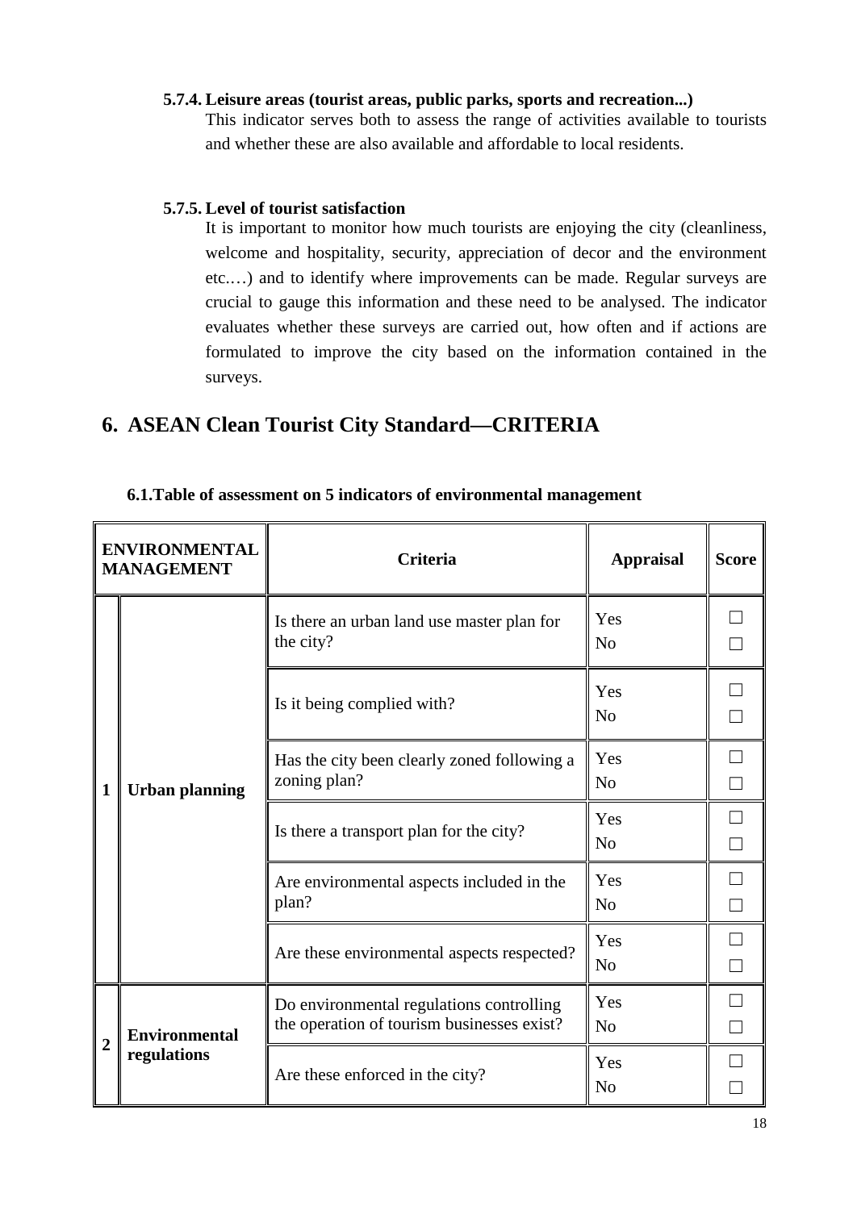#### 5.7.4. Leisure areas (tourist areas, public parks, sports and recreation...)

This indicator serves both to assess the range of activities available to tourists and whether these are also available and affordable to local residents.

#### 5.7.5. Level of tourist satisfaction

It is important to monitor how much tourists are enjoying the city (cleanliness, welcome and hospitality, security, appreciation of decor and the environment etc.…) and to identify where improvements can be made. Regular surveys are crucial to gauge this information and these need to be analysed. The indicator evaluates whether these surveys are carried out, how often and if actions are formulated to improve the city based on the information contained in the surveys.

# 6. ASEAN Clean Tourist City Standard—CRITERIA

### 6.1. Table of assessment on 5 indicators of environmental management

| ENVIRONMENTAL MANAGEMENT | | Criteria | Appraisal | Score |
|---|---|---|---|---|
| 1 | Urban planning | Is there an urban land use master plan for the city? | Yes<br>No | ☐<br>☐ |
| | | Is it being complied with? | Yes<br>No | ☐<br>☐ |
| | | Has the city been clearly zoned following a zoning plan? | Yes<br>No | ☐<br>☐ |
| | | Is there a transport plan for the city? | Yes<br>No | ☐<br>☐ |
| | | Are environmental aspects included in the plan? | Yes<br>No | ☐<br>☐ |
| | | Are these environmental aspects respected? | Yes<br>No | ☐<br>☐ |
| 2 | Environmental regulations | Do environmental regulations controlling the operation of tourism businesses exist? | Yes<br>No | ☐<br>☐ |
| | | Are these enforced in the city? | Yes<br>No | ☐<br>☐ |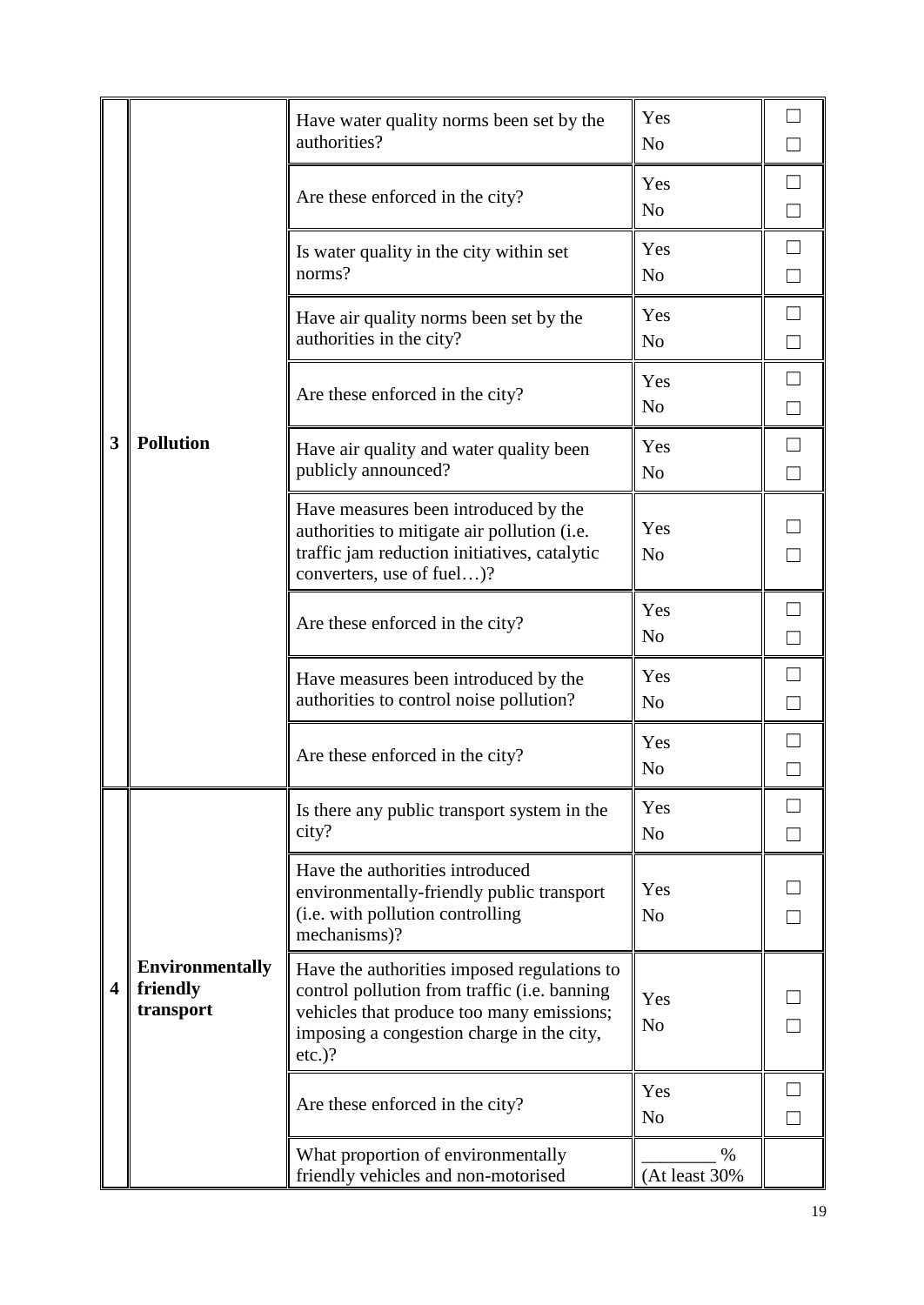| | | | | |
|---|---|---|---|---|
| **3** | **Pollution** | Have water quality norms been set by the authorities? | Yes<br>No | ☐<br>☐ |
| | | Are these enforced in the city? | Yes<br>No | ☐<br>☐ |
| | | Is water quality in the city within set norms? | Yes<br>No | ☐<br>☐ |
| | | Have air quality norms been set by the authorities in the city? | Yes<br>No | ☐<br>☐ |
| | | Are these enforced in the city? | Yes<br>No | ☐<br>☐ |
| | | Have air quality and water quality been publicly announced? | Yes<br>No | ☐<br>☐ |
| | | Have measures been introduced by the authorities to mitigate air pollution (i.e. traffic jam reduction initiatives, catalytic converters, use of fuel…)? | Yes<br>No | ☐<br>☐ |
| | | Are these enforced in the city? | Yes<br>No | ☐<br>☐ |
| | | Have measures been introduced by the authorities to control noise pollution? | Yes<br>No | ☐<br>☐ |
| | | Are these enforced in the city? | Yes<br>No | ☐<br>☐ |
| **4** | **Environmentally friendly transport** | Is there any public transport system in the city? | Yes<br>No | ☐<br>☐ |
| | | Have the authorities introduced environmentally-friendly public transport (i.e. with pollution controlling mechanisms)? | Yes<br>No | ☐<br>☐ |
| | | Have the authorities imposed regulations to control pollution from traffic (i.e. banning vehicles that produce too many emissions; imposing a congestion charge in the city, etc.)? | Yes<br>No | ☐<br>☐ |
| | | Are these enforced in the city? | Yes<br>No | ☐<br>☐ |
| | | What proportion of environmentally friendly vehicles and non-motorised | ________ %<br>(At least 30% | |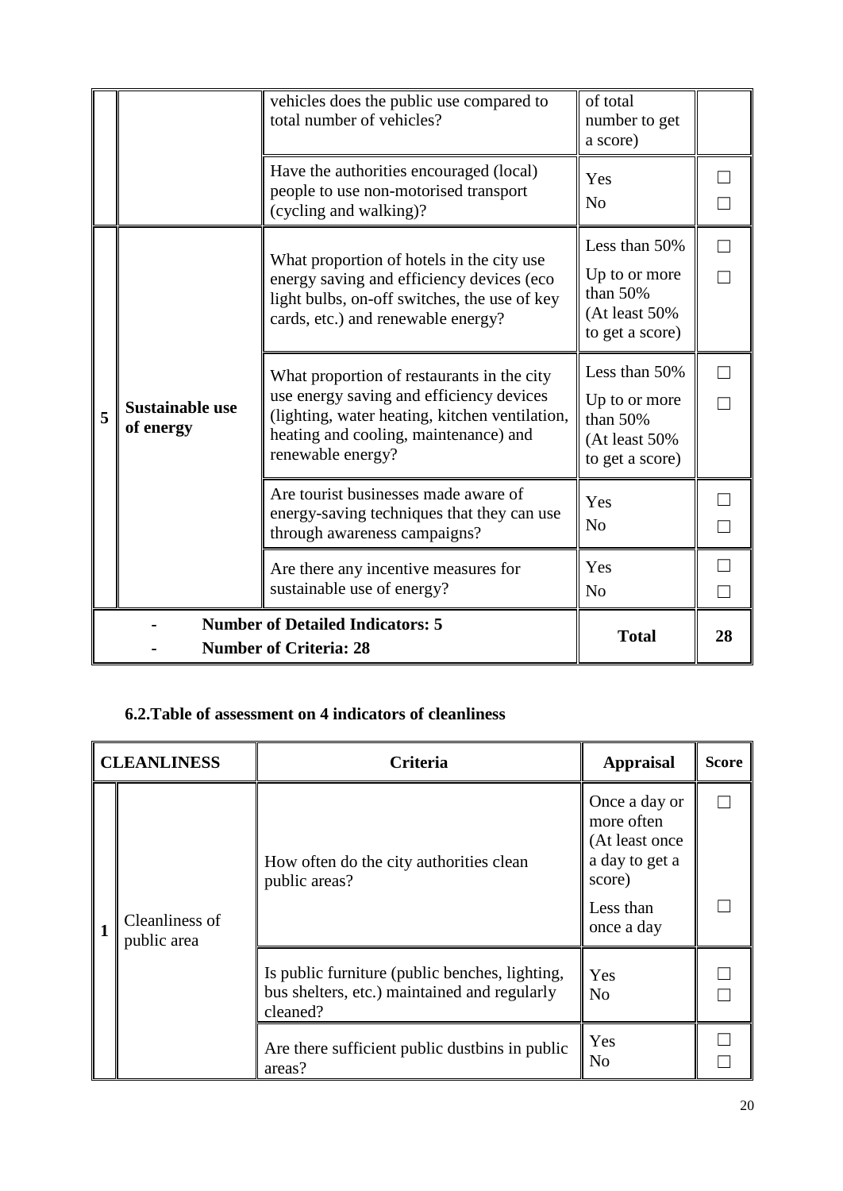|   |   | Criteria | Appraisal | Score |
|---|---|---|---|---|
|   |   | vehicles does the public use compared to total number of vehicles? | of total number to get a score) |   |
|   |   | Have the authorities encouraged (local) people to use non-motorised transport (cycling and walking)? | Yes<br>No | ☐<br>☐ |
| 5 | **Sustainable use of energy** | What proportion of hotels in the city use energy saving and efficiency devices (eco light bulbs, on-off switches, the use of key cards, etc.) and renewable energy? | Less than 50%<br>Up to or more than 50% (At least 50% to get a score) | ☐<br>☐ |
|   |   | What proportion of restaurants in the city use energy saving and efficiency devices (lighting, water heating, kitchen ventilation, heating and cooling, maintenance) and renewable energy? | Less than 50%<br>Up to or more than 50% (At least 50% to get a score) | ☐<br>☐ |
|   |   | Are tourist businesses made aware of energy-saving techniques that they can use through awareness campaigns? | Yes<br>No | ☐<br>☐ |
|   |   | Are there any incentive measures for sustainable use of energy? | Yes<br>No | ☐<br>☐ |
| - **Number of Detailed Indicators: 5**<br>- **Number of Criteria: 28** |   |   | **Total** | **28** |

### 6.2.Table of assessment on 4 indicators of cleanliness

| **CLEANLINESS** |   | **Criteria** | **Appraisal** | **Score** |
|---|---|---|---|---|
| **1** | Cleanliness of public area | How often do the city authorities clean public areas? | Once a day or more often (At least once a day to get a score)<br>Less than once a day | ☐<br>☐ |
|   |   | Is public furniture (public benches, lighting, bus shelters, etc.) maintained and regularly cleaned? | Yes<br>No | ☐<br>☐ |
|   |   | Are there sufficient public dustbins in public areas? | Yes<br>No | ☐<br>☐ |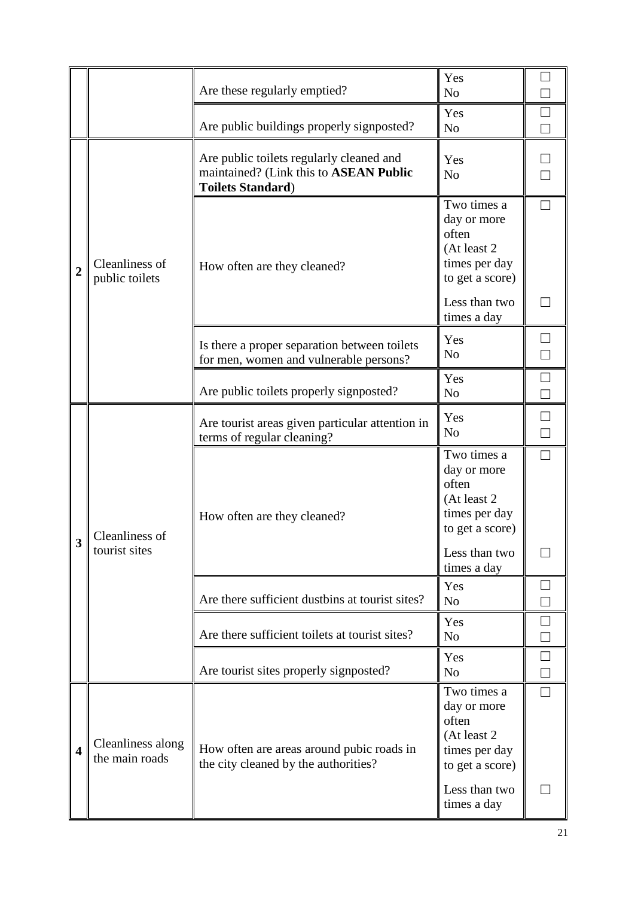| | | | | |
|---|---|---|---|---|
| | | Are these regularly emptied? | Yes<br>No | ☐<br>☐ |
| | | Are public buildings properly signposted? | Yes<br>No | ☐<br>☐ |
| **2** | Cleanliness of public toilets | Are public toilets regularly cleaned and maintained? (Link this to **ASEAN Public Toilets Standard**) | Yes<br>No | ☐<br>☐ |
| | | How often are they cleaned? | Two times a day or more often (At least 2 times per day to get a score)<br>Less than two times a day | ☐<br>☐ |
| | | Is there a proper separation between toilets for men, women and vulnerable persons? | Yes<br>No | ☐<br>☐ |
| | | Are public toilets properly signposted? | Yes<br>No | ☐<br>☐ |
| **3** | Cleanliness of tourist sites | Are tourist areas given particular attention in terms of regular cleaning? | Yes<br>No | ☐<br>☐ |
| | | How often are they cleaned? | Two times a day or more often (At least 2 times per day to get a score)<br>Less than two times a day | ☐<br>☐ |
| | | Are there sufficient dustbins at tourist sites? | Yes<br>No | ☐<br>☐ |
| | | Are there sufficient toilets at tourist sites? | Yes<br>No | ☐<br>☐ |
| | | Are tourist sites properly signposted? | Yes<br>No | ☐<br>☐ |
| **4** | Cleanliness along the main roads | How often are areas around pubic roads in the city cleaned by the authorities? | Two times a day or more often (At least 2 times per day to get a score)<br>Less than two times a day | ☐<br>☐ |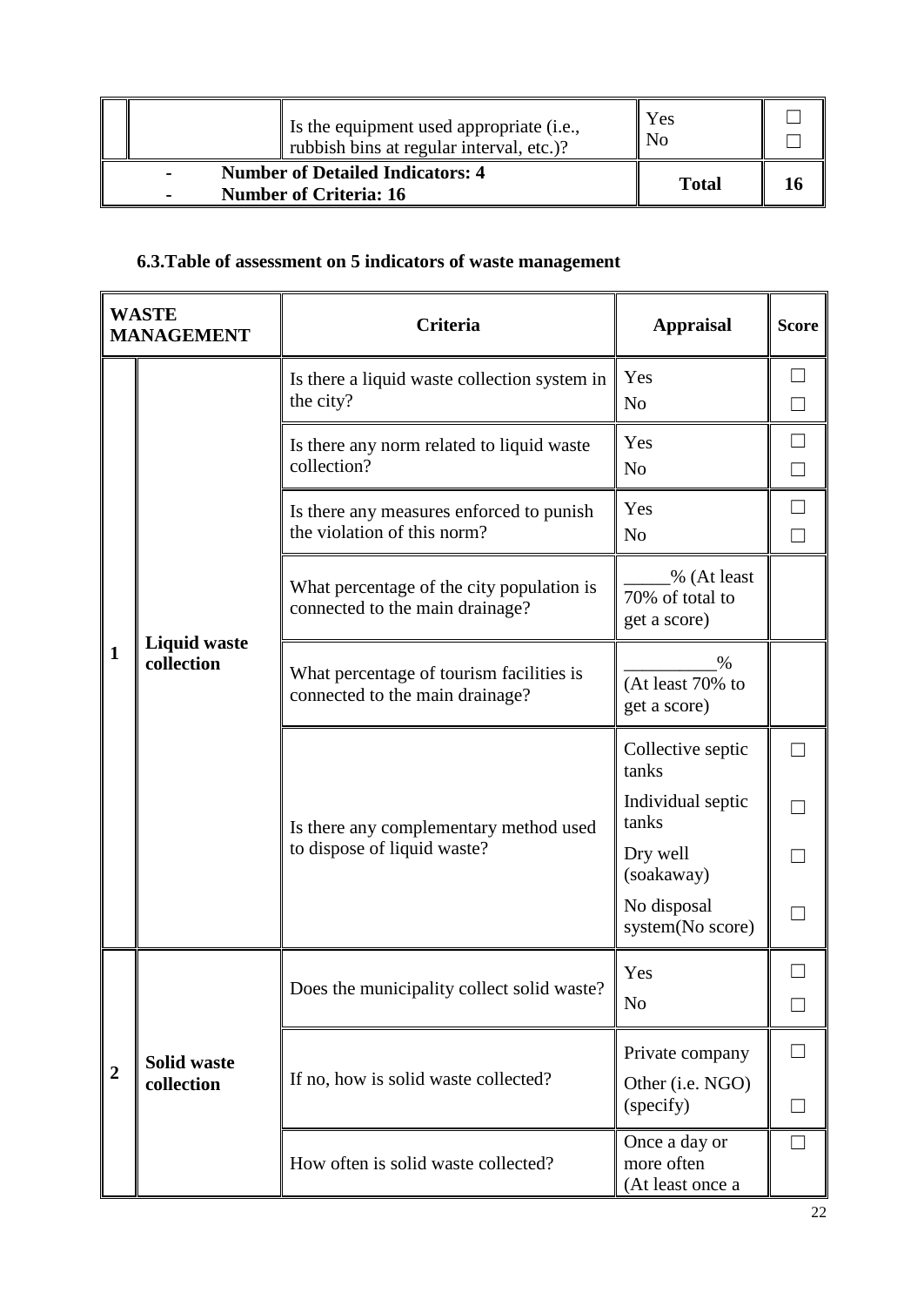| | | Is the equipment used appropriate (i.e., rubbish bins at regular interval, etc.)? | Yes<br>No | ☐<br>☐ |
|---|---|---|---|---|
| - Number of Detailed Indicators: 4<br>- Number of Criteria: 16 | | | **Total** | **16** |

### 6.3.Table of assessment on 5 indicators of waste management

| WASTE MANAGEMENT | | Criteria | Appraisal | Score |
|---|---|---|---|---|
| **1** | **Liquid waste collection** | Is there a liquid waste collection system in the city? | Yes<br>No | ☐<br>☐ |
| | | Is there any norm related to liquid waste collection? | Yes<br>No | ☐<br>☐ |
| | | Is there any measures enforced to punish the violation of this norm? | Yes<br>No | ☐<br>☐ |
| | | What percentage of the city population is connected to the main drainage? | _____% (At least 70% of total to get a score) | |
| | | What percentage of tourism facilities is connected to the main drainage? | _________% (At least 70% to get a score) | |
| | | Is there any complementary method used to dispose of liquid waste? | Collective septic tanks<br>Individual septic tanks<br>Dry well (soakaway)<br>No disposal system(No score) | ☐<br>☐<br>☐<br>☐ |
| **2** | **Solid waste collection** | Does the municipality collect solid waste? | Yes<br>No | ☐<br>☐ |
| | | If no, how is solid waste collected? | Private company<br>Other (i.e. NGO) (specify) | ☐<br>☐ |
| | | How often is solid waste collected? | Once a day or more often (At least once a | ☐ |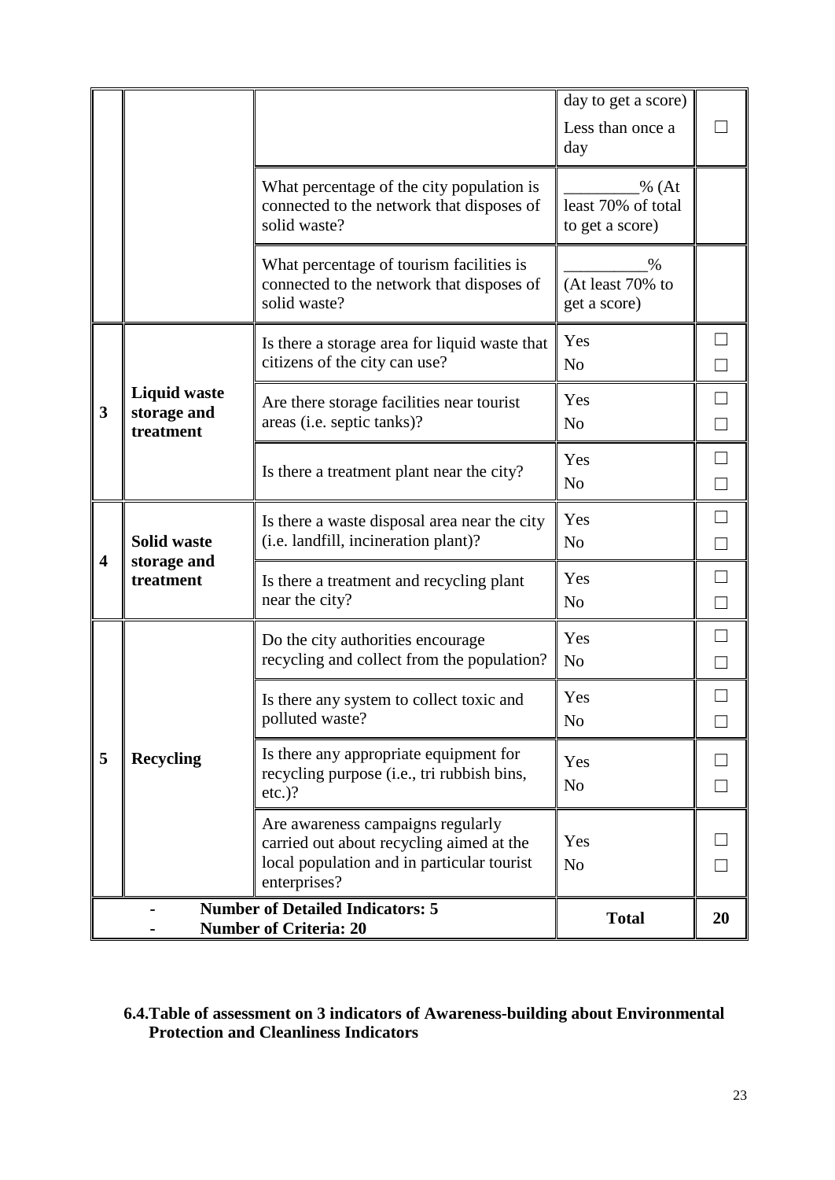| | | | | |
|---|---|---|---|---|
| | | | day to get a score)<br>Less than once a day | ☐ |
| | | What percentage of the city population is connected to the network that disposes of solid waste? | _________% (At least 70% of total to get a score) | |
| | | What percentage of tourism facilities is connected to the network that disposes of solid waste? | __________% (At least 70% to get a score) | |
| **3** | **Liquid waste storage and treatment** | Is there a storage area for liquid waste that citizens of the city can use? | Yes<br>No | ☐<br>☐ |
| | | Are there storage facilities near tourist areas (i.e. septic tanks)? | Yes<br>No | ☐<br>☐ |
| | | Is there a treatment plant near the city? | Yes<br>No | ☐<br>☐ |
| **4** | **Solid waste storage and treatment** | Is there a waste disposal area near the city (i.e. landfill, incineration plant)? | Yes<br>No | ☐<br>☐ |
| | | Is there a treatment and recycling plant near the city? | Yes<br>No | ☐<br>☐ |
| **5** | **Recycling** | Do the city authorities encourage recycling and collect from the population? | Yes<br>No | ☐<br>☐ |
| | | Is there any system to collect toxic and polluted waste? | Yes<br>No | ☐<br>☐ |
| | | Is there any appropriate equipment for recycling purpose (i.e., tri rubbish bins, etc.)? | Yes<br>No | ☐<br>☐ |
| | | Are awareness campaigns regularly carried out about recycling aimed at the local population and in particular tourist enterprises? | Yes<br>No | ☐<br>☐ |
| - **Number of Detailed Indicators: 5**<br>- **Number of Criteria: 20** | | | **Total** | **20** |

**6.4. Table of assessment on 3 indicators of Awareness-building about Environmental Protection and Cleanliness Indicators**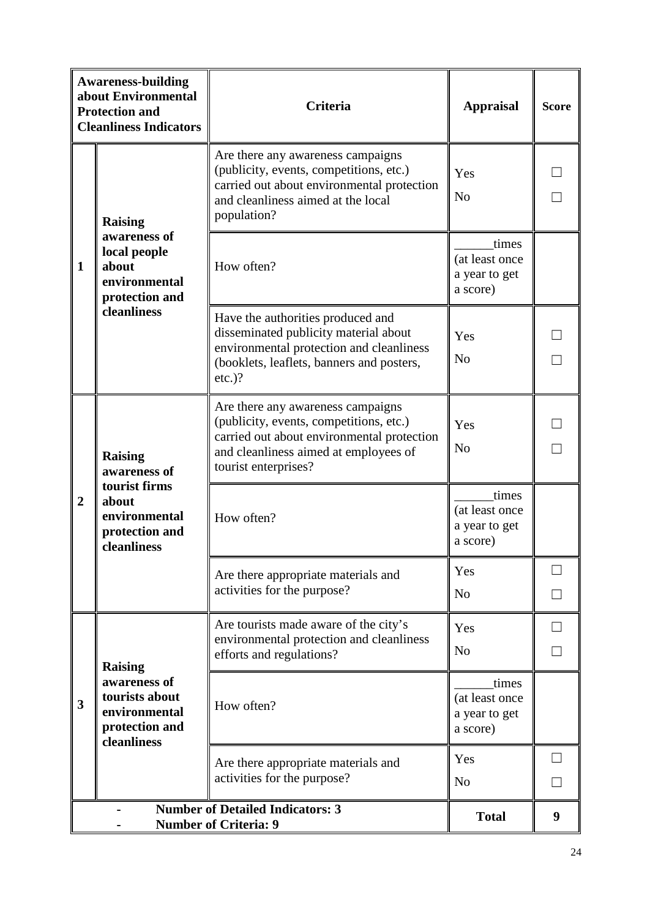| Awareness-building about Environmental Protection and Cleanliness Indicators | | Criteria | Appraisal | Score |
|---|---|---|---|---|
| 1 | Raising awareness of local people about environmental protection and cleanliness | Are there any awareness campaigns (publicity, events, competitions, etc.) carried out about environmental protection and cleanliness aimed at the local population? | Yes<br>No | ☐<br>☐ |
| | | How often? | ______times (at least once a year to get a score) | |
| | | Have the authorities produced and disseminated publicity material about environmental protection and cleanliness (booklets, leaflets, banners and posters, etc.)? | Yes<br>No | ☐<br>☐ |
| 2 | Raising awareness of tourist firms about environmental protection and cleanliness | Are there any awareness campaigns (publicity, events, competitions, etc.) carried out about environmental protection and cleanliness aimed at employees of tourist enterprises? | Yes<br>No | ☐<br>☐ |
| | | How often? | ______times (at least once a year to get a score) | |
| | | Are there appropriate materials and activities for the purpose? | Yes<br>No | ☐<br>☐ |
| 3 | Raising awareness of tourists about environmental protection and cleanliness | Are tourists made aware of the city's environmental protection and cleanliness efforts and regulations? | Yes<br>No | ☐<br>☐ |
| | | How often? | ______times (at least once a year to get a score) | |
| | | Are there appropriate materials and activities for the purpose? | Yes<br>No | ☐<br>☐ |
| - Number of Detailed Indicators: 3<br>- Number of Criteria: 9 | | | **Total** | **9** |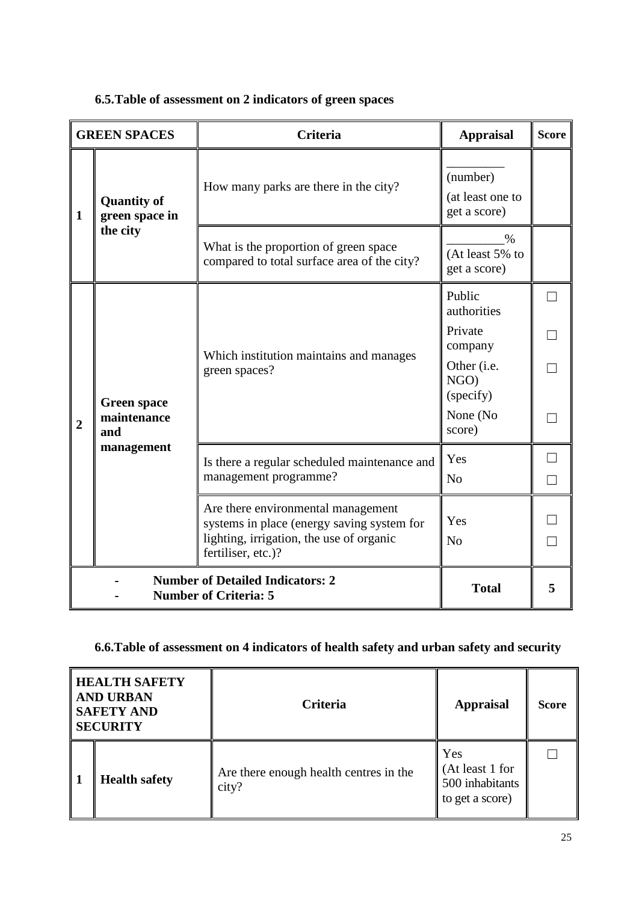### 6.5. Table of assessment on 2 indicators of green spaces

| GREEN SPACES | | Criteria | Appraisal | Score |
|---|---|---|---|---|
| **1** | **Quantity of green space in the city** | How many parks are there in the city? | _________ (number) (at least one to get a score) | |
| | | What is the proportion of green space compared to total surface area of the city? | ________% (At least 5% to get a score) | |
| **2** | **Green space maintenance and management** | Which institution maintains and manages green spaces? | Public authorities | ☐ |
| | | | Private company | ☐ |
| | | | Other (i.e. NGO) (specify) | ☐ |
| | | | None (No score) | ☐ |
| | | Is there a regular scheduled maintenance and management programme? | Yes | ☐ |
| | | | No | ☐ |
| | | Are there environmental management systems in place (energy saving system for lighting, irrigation, the use of organic fertiliser, etc.)? | Yes | ☐ |
| | | | No | ☐ |
| - **Number of Detailed Indicators: 2**<br>- **Number of Criteria: 5** | | | **Total** | **5** |

### 6.6. Table of assessment on 4 indicators of health safety and urban safety and security

| HEALTH SAFETY AND URBAN SAFETY AND SECURITY | | Criteria | Appraisal | Score |
|---|---|---|---|---|
| **1** | **Health safety** | Are there enough health centres in the city? | Yes (At least 1 for 500 inhabitants to get a score) | ☐ |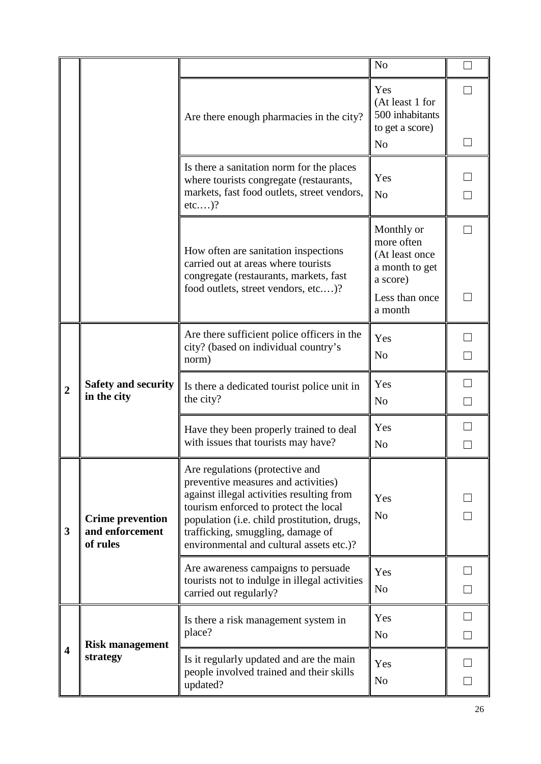| | | | | |
|---|---|---|---|---|
| | | | No | ☐ |
| | | Are there enough pharmacies in the city? | Yes (At least 1 for 500 inhabitants to get a score) | ☐ |
| | | | No | ☐ |
| | | Is there a sanitation norm for the places where tourists congregate (restaurants, markets, fast food outlets, street vendors, etc.…)? | Yes | ☐ |
| | | | No | ☐ |
| | | How often are sanitation inspections carried out at areas where tourists congregate (restaurants, markets, fast food outlets, street vendors, etc.…)? | Monthly or more often (At least once a month to get a score) | ☐ |
| | | | Less than once a month | ☐ |
| **2** | **Safety and security in the city** | Are there sufficient police officers in the city? (based on individual country's norm) | Yes | ☐ |
| | | | No | ☐ |
| | | Is there a dedicated tourist police unit in the city? | Yes | ☐ |
| | | | No | ☐ |
| | | Have they been properly trained to deal with issues that tourists may have? | Yes | ☐ |
| | | | No | ☐ |
| **3** | **Crime prevention and enforcement of rules** | Are regulations (protective and preventive measures and activities) against illegal activities resulting from tourism enforced to protect the local population (i.e. child prostitution, drugs, trafficking, smuggling, damage of environmental and cultural assets etc.)? | Yes | ☐ |
| | | | No | ☐ |
| | | Are awareness campaigns to persuade tourists not to indulge in illegal activities carried out regularly? | Yes | ☐ |
| | | | No | ☐ |
| **4** | **Risk management strategy** | Is there a risk management system in place? | Yes | ☐ |
| | | | No | ☐ |
| | | Is it regularly updated and are the main people involved trained and their skills updated? | Yes | ☐ |
| | | | No | ☐ |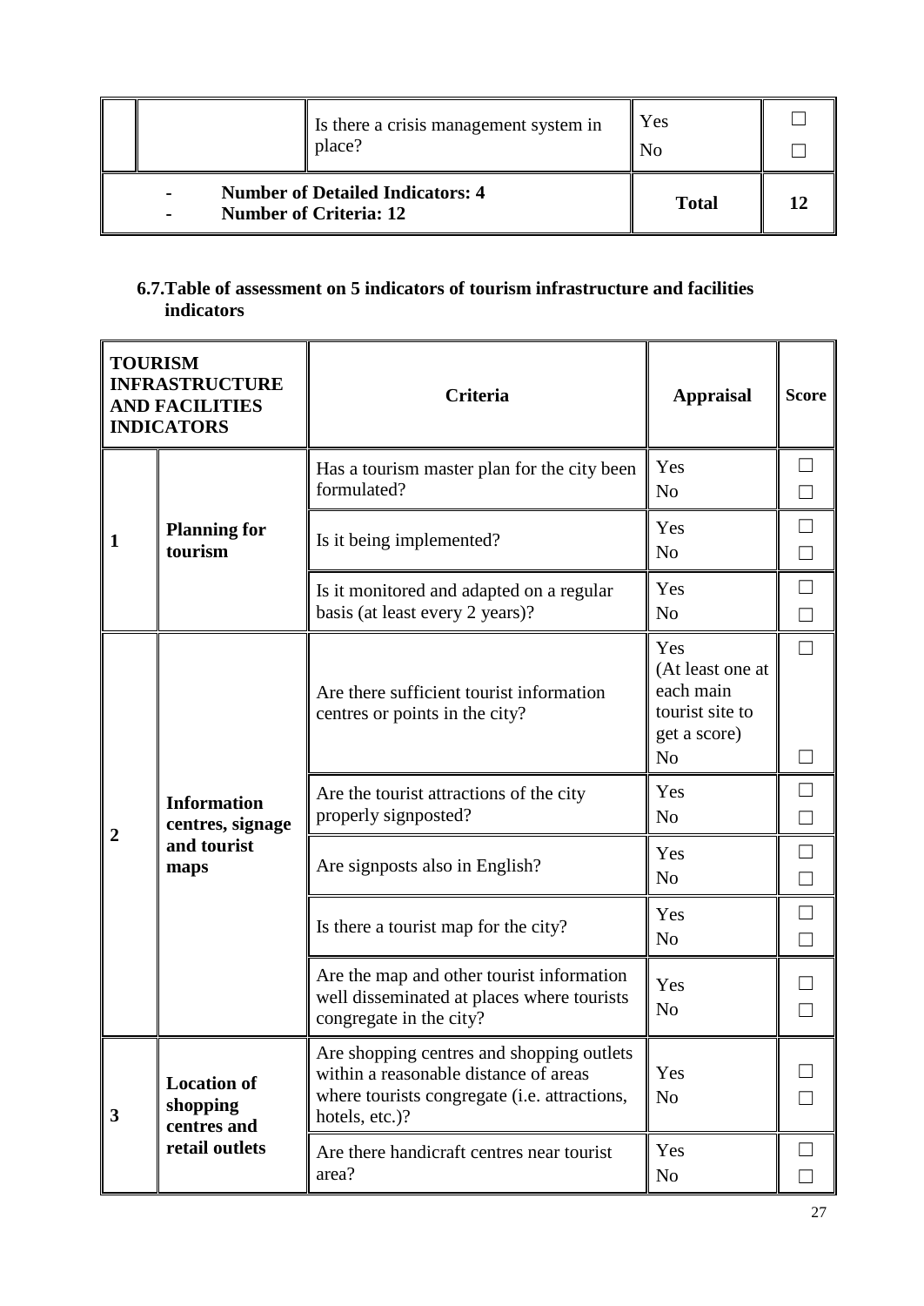| | | Criteria | Appraisal | Score |
|---|---|---|---|---|
| | | Is there a crisis management system in place? | Yes<br>No | ☐<br>☐ |
| - **Number of Detailed Indicators: 4**<br>- **Number of Criteria: 12** | | | **Total** | **12** |

**6.7.Table of assessment on 5 indicators of tourism infrastructure and facilities indicators**

| TOURISM INFRASTRUCTURE AND FACILITIES INDICATORS | | Criteria | Appraisal | Score |
|---|---|---|---|---|
| **1** | **Planning for tourism** | Has a tourism master plan for the city been formulated? | Yes<br>No | ☐<br>☐ |
| | | Is it being implemented? | Yes<br>No | ☐<br>☐ |
| | | Is it monitored and adapted on a regular basis (at least every 2 years)? | Yes<br>No | ☐<br>☐ |
| **2** | **Information centres, signage and tourist maps** | Are there sufficient tourist information centres or points in the city? | Yes (At least one at each main tourist site to get a score)<br>No | ☐<br>☐ |
| | | Are the tourist attractions of the city properly signposted? | Yes<br>No | ☐<br>☐ |
| | | Are signposts also in English? | Yes<br>No | ☐<br>☐ |
| | | Is there a tourist map for the city? | Yes<br>No | ☐<br>☐ |
| | | Are the map and other tourist information well disseminated at places where tourists congregate in the city? | Yes<br>No | ☐<br>☐ |
| **3** | **Location of shopping centres and retail outlets** | Are shopping centres and shopping outlets within a reasonable distance of areas where tourists congregate (i.e. attractions, hotels, etc.)? | Yes<br>No | ☐<br>☐ |
| | | Are there handicraft centres near tourist area? | Yes<br>No | ☐<br>☐ |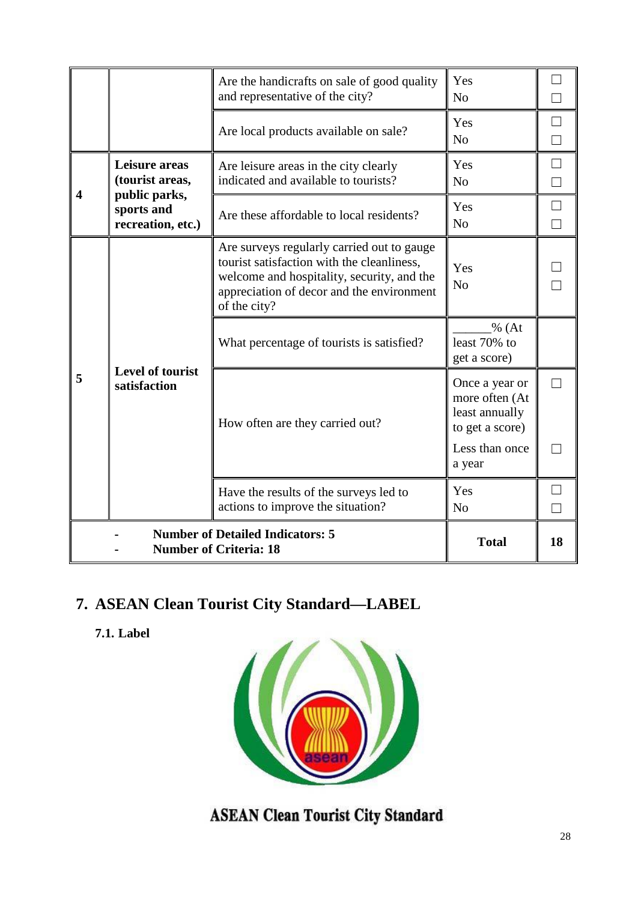|  |  | Are the handicrafts on sale of good quality and representative of the city? | Yes<br>No | ☐<br>☐ |
|---|---|---|---|---|
|  |  | Are local products available on sale? | Yes<br>No | ☐<br>☐ |
| **4** | **Leisure areas (tourist areas, public parks, sports and recreation, etc.)** | Are leisure areas in the city clearly indicated and available to tourists? | Yes<br>No | ☐<br>☐ |
|  |  | Are these affordable to local residents? | Yes<br>No | ☐<br>☐ |
| **5** | **Level of tourist satisfaction** | Are surveys regularly carried out to gauge tourist satisfaction with the cleanliness, welcome and hospitality, security, and the appreciation of decor and the environment of the city? | Yes<br>No | ☐<br>☐ |
|  |  | What percentage of tourists is satisfied? | ______% (At least 70% to get a score) |  |
|  |  | How often are they carried out? | Once a year or more often (At least annually to get a score)<br>Less than once a year | ☐<br>☐ |
|  |  | Have the results of the surveys led to actions to improve the situation? | Yes<br>No | ☐<br>☐ |
| - **Number of Detailed Indicators: 5**<br>- **Number of Criteria: 18** |  |  | **Total** | **18** |

## 7. ASEAN Clean Tourist City Standard—LABEL

### 7.1. Label

ASEAN Clean Tourist City Standard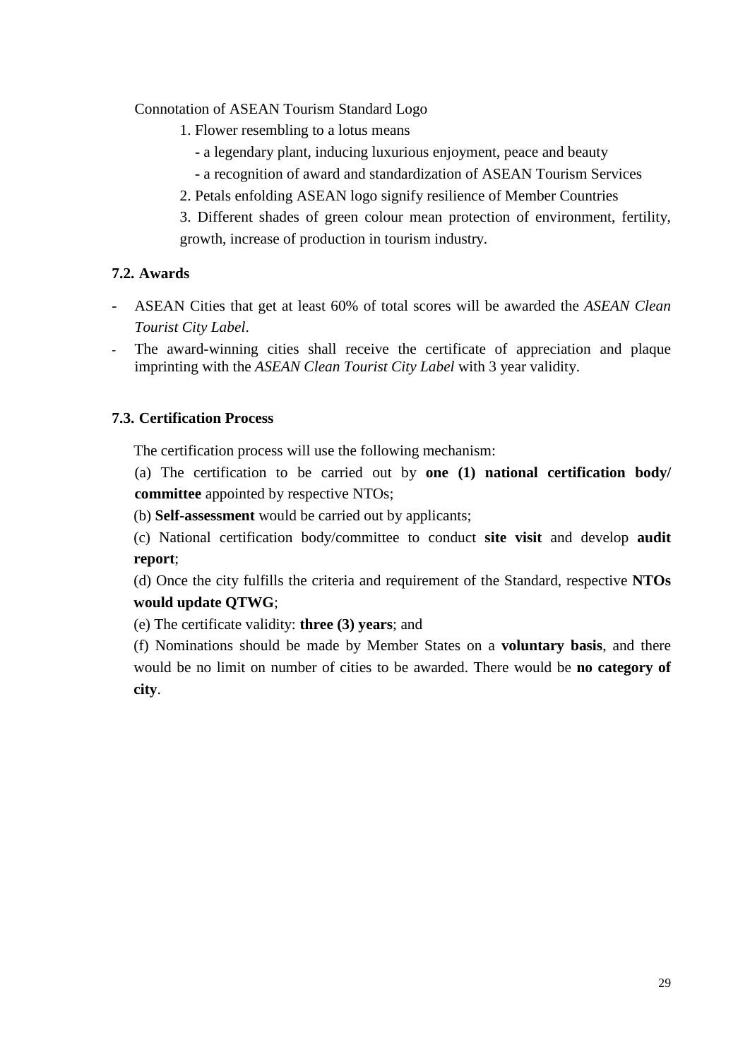Connotation of ASEAN Tourism Standard Logo

1. Flower resembling to a lotus means
   - a legendary plant, inducing luxurious enjoyment, peace and beauty
   - a recognition of award and standardization of ASEAN Tourism Services
2. Petals enfolding ASEAN logo signify resilience of Member Countries
3. Different shades of green colour mean protection of environment, fertility, growth, increase of production in tourism industry.

### 7.2. Awards

- ASEAN Cities that get at least 60% of total scores will be awarded the *ASEAN Clean Tourist City Label*.
- The award-winning cities shall receive the certificate of appreciation and plaque imprinting with the *ASEAN Clean Tourist City Label* with 3 year validity.

### 7.3. Certification Process

The certification process will use the following mechanism:

(a) The certification to be carried out by **one (1) national certification body/ committee** appointed by respective NTOs;

(b) **Self-assessment** would be carried out by applicants;

(c) National certification body/committee to conduct **site visit** and develop **audit report**;

(d) Once the city fulfills the criteria and requirement of the Standard, respective **NTOs would update QTWG**;

(e) The certificate validity: **three (3) years**; and

(f) Nominations should be made by Member States on a **voluntary basis**, and there would be no limit on number of cities to be awarded. There would be **no category of city**.